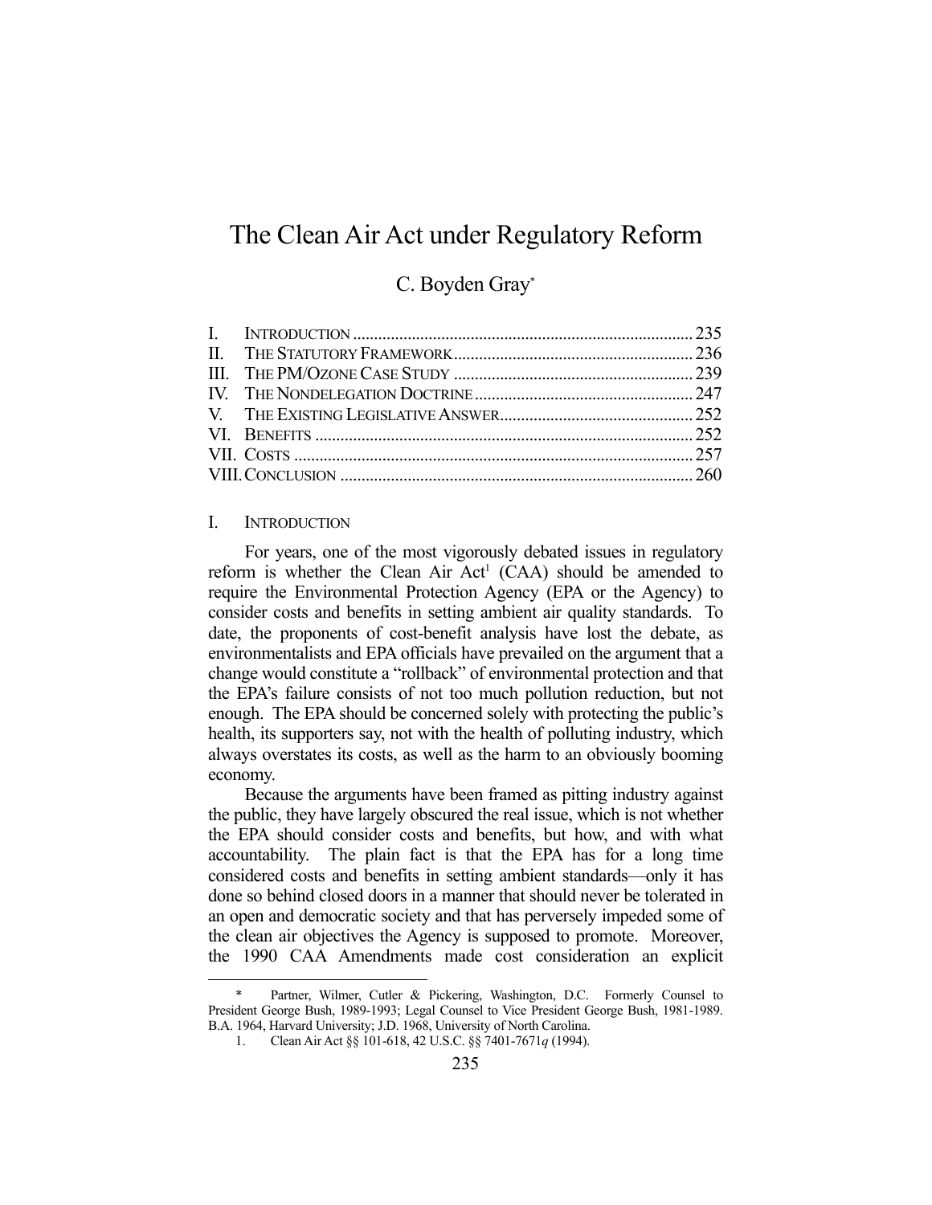# The Clean Air Act under Regulatory Reform

C. Boyden Gray*

| | |
|---|---|
| I. INTRODUCTION | 235 |
| II. THE STATUTORY FRAMEWORK | 236 |
| III. THE PM/OZONE CASE STUDY | 239 |
| IV. THE NONDELEGATION DOCTRINE | 247 |
| V. THE EXISTING LEGISLATIVE ANSWER | 252 |
| VI. BENEFITS | 252 |
| VII. COSTS | 257 |
| VIII. CONCLUSION | 260 |

## I. INTRODUCTION

For years, one of the most vigorously debated issues in regulatory reform is whether the Clean Air Act[1] (CAA) should be amended to require the Environmental Protection Agency (EPA or the Agency) to consider costs and benefits in setting ambient air quality standards. To date, the proponents of cost-benefit analysis have lost the debate, as environmentalists and EPA officials have prevailed on the argument that a change would constitute a "rollback" of environmental protection and that the EPA's failure consists of not too much pollution reduction, but not enough. The EPA should be concerned solely with protecting the public's health, its supporters say, not with the health of polluting industry, which always overstates its costs, as well as the harm to an obviously booming economy.

Because the arguments have been framed as pitting industry against the public, they have largely obscured the real issue, which is not whether the EPA should consider costs and benefits, but how, and with what accountability. The plain fact is that the EPA has for a long time considered costs and benefits in setting ambient standards—only it has done so behind closed doors in a manner that should never be tolerated in an open and democratic society and that has perversely impeded some of the clean air objectives the Agency is supposed to promote. Moreover, the 1990 CAA Amendments made cost consideration an explicit

---

\* Partner, Wilmer, Cutler & Pickering, Washington, D.C. Formerly Counsel to President George Bush, 1989-1993; Legal Counsel to Vice President George Bush, 1981-1989. B.A. 1964, Harvard University; J.D. 1968, University of North Carolina.

1. Clean Air Act §§ 101-618, 42 U.S.C. §§ 7401-7671*q* (1994).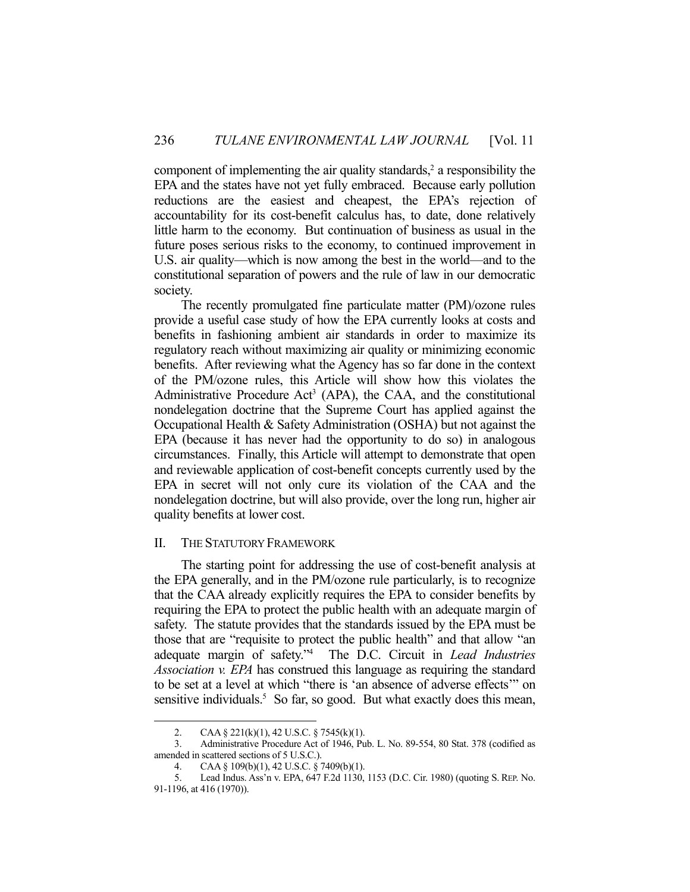component of implementing the air quality standards,[2] a responsibility the EPA and the states have not yet fully embraced. Because early pollution reductions are the easiest and cheapest, the EPA's rejection of accountability for its cost-benefit calculus has, to date, done relatively little harm to the economy. But continuation of business as usual in the future poses serious risks to the economy, to continued improvement in U.S. air quality—which is now among the best in the world—and to the constitutional separation of powers and the rule of law in our democratic society.

The recently promulgated fine particulate matter (PM)/ozone rules provide a useful case study of how the EPA currently looks at costs and benefits in fashioning ambient air standards in order to maximize its regulatory reach without maximizing air quality or minimizing economic benefits. After reviewing what the Agency has so far done in the context of the PM/ozone rules, this Article will show how this violates the Administrative Procedure Act[3] (APA), the CAA, and the constitutional nondelegation doctrine that the Supreme Court has applied against the Occupational Health & Safety Administration (OSHA) but not against the EPA (because it has never had the opportunity to do so) in analogous circumstances. Finally, this Article will attempt to demonstrate that open and reviewable application of cost-benefit concepts currently used by the EPA in secret will not only cure its violation of the CAA and the nondelegation doctrine, but will also provide, over the long run, higher air quality benefits at lower cost.

## II. THE STATUTORY FRAMEWORK

The starting point for addressing the use of cost-benefit analysis at the EPA generally, and in the PM/ozone rule particularly, is to recognize that the CAA already explicitly requires the EPA to consider benefits by requiring the EPA to protect the public health with an adequate margin of safety. The statute provides that the standards issued by the EPA must be those that are "requisite to protect the public health" and that allow "an adequate margin of safety."[4] The D.C. Circuit in *Lead Industries Association v. EPA* has construed this language as requiring the standard to be set at a level at which "there is 'an absence of adverse effects'" on sensitive individuals.[5] So far, so good. But what exactly does this mean,

---

2. CAA § 221(k)(1), 42 U.S.C. § 7545(k)(1).

3. Administrative Procedure Act of 1946, Pub. L. No. 89-554, 80 Stat. 378 (codified as amended in scattered sections of 5 U.S.C.).

4. CAA § 109(b)(1), 42 U.S.C. § 7409(b)(1).

5. Lead Indus. Ass'n v. EPA, 647 F.2d 1130, 1153 (D.C. Cir. 1980) (quoting S. REP. No. 91-1196, at 416 (1970)).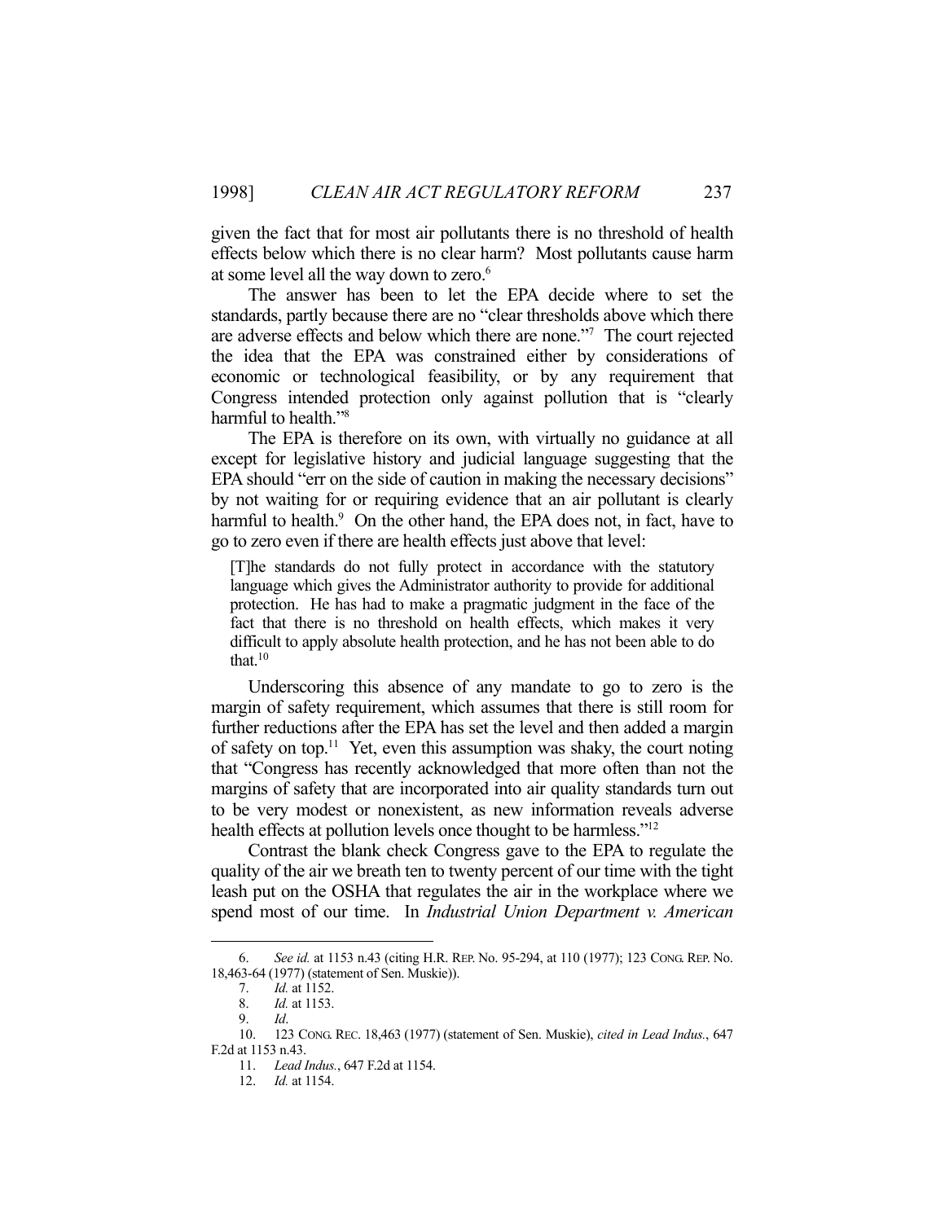given the fact that for most air pollutants there is no threshold of health effects below which there is no clear harm? Most pollutants cause harm at some level all the way down to zero.[6]

The answer has been to let the EPA decide where to set the standards, partly because there are no "clear thresholds above which there are adverse effects and below which there are none."[7] The court rejected the idea that the EPA was constrained either by considerations of economic or technological feasibility, or by any requirement that Congress intended protection only against pollution that is "clearly harmful to health."[8]

The EPA is therefore on its own, with virtually no guidance at all except for legislative history and judicial language suggesting that the EPA should "err on the side of caution in making the necessary decisions" by not waiting for or requiring evidence that an air pollutant is clearly harmful to health.[9] On the other hand, the EPA does not, in fact, have to go to zero even if there are health effects just above that level:

> [T]he standards do not fully protect in accordance with the statutory language which gives the Administrator authority to provide for additional protection. He has had to make a pragmatic judgment in the face of the fact that there is no threshold on health effects, which makes it very difficult to apply absolute health protection, and he has not been able to do that.[10]

Underscoring this absence of any mandate to go to zero is the margin of safety requirement, which assumes that there is still room for further reductions after the EPA has set the level and then added a margin of safety on top.[11] Yet, even this assumption was shaky, the court noting that "Congress has recently acknowledged that more often than not the margins of safety that are incorporated into air quality standards turn out to be very modest or nonexistent, as new information reveals adverse health effects at pollution levels once thought to be harmless."[12]

Contrast the blank check Congress gave to the EPA to regulate the quality of the air we breath ten to twenty percent of our time with the tight leash put on the OSHA that regulates the air in the workplace where we spend most of our time. In *Industrial Union Department v. American*

---

6. *See id.* at 1153 n.43 (citing H.R. REP. No. 95-294, at 110 (1977); 123 CONG. REP. No. 18,463-64 (1977) (statement of Sen. Muskie)).

7. *Id.* at 1152.

8. *Id.* at 1153.

9. *Id*.

10. 123 CONG. REC. 18,463 (1977) (statement of Sen. Muskie), *cited in Lead Indus.*, 647 F.2d at 1153 n.43.

11. *Lead Indus.*, 647 F.2d at 1154.

12. *Id.* at 1154.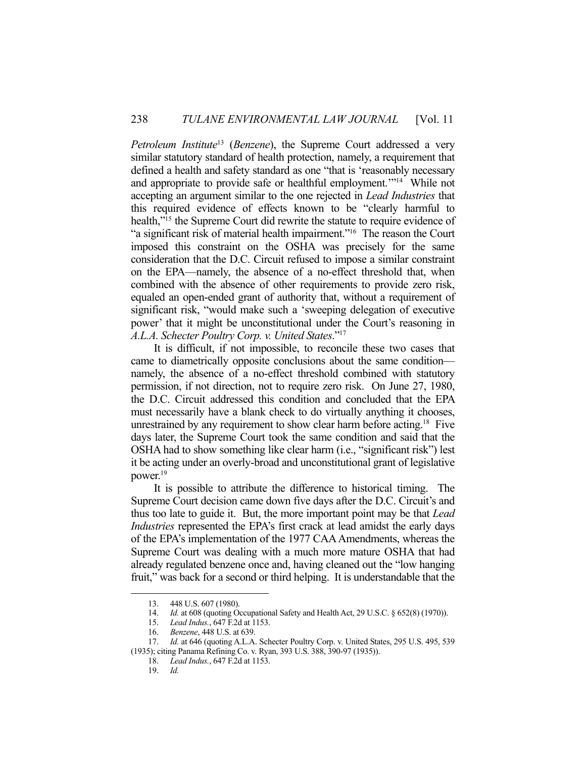*Petroleum Institute*[13] (*Benzene*), the Supreme Court addressed a very similar statutory standard of health protection, namely, a requirement that defined a health and safety standard as one "that is 'reasonably necessary and appropriate to provide safe or healthful employment.'"[14] While not accepting an argument similar to the one rejected in *Lead Industries* that this required evidence of effects known to be "clearly harmful to health,"[15] the Supreme Court did rewrite the statute to require evidence of "a significant risk of material health impairment."[16] The reason the Court imposed this constraint on the OSHA was precisely for the same consideration that the D.C. Circuit refused to impose a similar constraint on the EPA—namely, the absence of a no-effect threshold that, when combined with the absence of other requirements to provide zero risk, equaled an open-ended grant of authority that, without a requirement of significant risk, "would make such a 'sweeping delegation of executive power' that it might be unconstitutional under the Court's reasoning in *A.L.A. Schecter Poultry Corp. v. United States*."[17]

It is difficult, if not impossible, to reconcile these two cases that came to diametrically opposite conclusions about the same condition—namely, the absence of a no-effect threshold combined with statutory permission, if not direction, not to require zero risk. On June 27, 1980, the D.C. Circuit addressed this condition and concluded that the EPA must necessarily have a blank check to do virtually anything it chooses, unrestrained by any requirement to show clear harm before acting.[18] Five days later, the Supreme Court took the same condition and said that the OSHA had to show something like clear harm (i.e., "significant risk") lest it be acting under an overly-broad and unconstitutional grant of legislative power.[19]

It is possible to attribute the difference to historical timing. The Supreme Court decision came down five days after the D.C. Circuit's and thus too late to guide it. But, the more important point may be that *Lead Industries* represented the EPA's first crack at lead amidst the early days of the EPA's implementation of the 1977 CAA Amendments, whereas the Supreme Court was dealing with a much more mature OSHA that had already regulated benzene once and, having cleaned out the "low hanging fruit," was back for a second or third helping. It is understandable that the

13. 448 U.S. 607 (1980).

14. *Id.* at 608 (quoting Occupational Safety and Health Act, 29 U.S.C. § 652(8) (1970)).

15. *Lead Indus.*, 647 F.2d at 1153.

16. *Benzene*, 448 U.S. at 639.

17. *Id.* at 646 (quoting A.L.A. Schecter Poultry Corp. v. United States, 295 U.S. 495, 539 (1935); citing Panama Refining Co. v. Ryan, 393 U.S. 388, 390-97 (1935)).

18. *Lead Indus.*, 647 F.2d at 1153.

19. *Id.*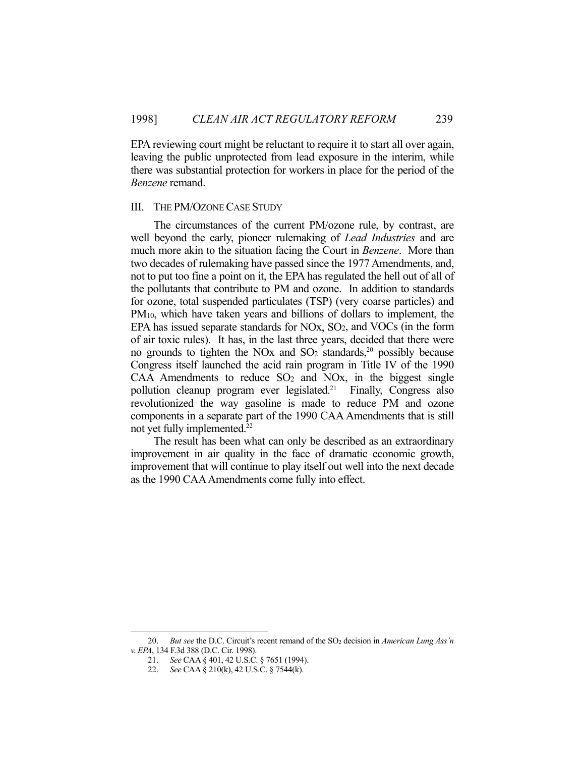EPA reviewing court might be reluctant to require it to start all over again, leaving the public unprotected from lead exposure in the interim, while there was substantial protection for workers in place for the period of the *Benzene* remand.

## III. THE PM/OZONE CASE STUDY

The circumstances of the current PM/ozone rule, by contrast, are well beyond the early, pioneer rulemaking of *Lead Industries* and are much more akin to the situation facing the Court in *Benzene*. More than two decades of rulemaking have passed since the 1977 Amendments, and, not to put too fine a point on it, the EPA has regulated the hell out of all of the pollutants that contribute to PM and ozone. In addition to standards for ozone, total suspended particulates (TSP) (very coarse particles) and $PM_{10}$, which have taken years and billions of dollars to implement, the EPA has issued separate standards for NOx, $SO_2$, and VOCs (in the form of air toxic rules). It has, in the last three years, decided that there were no grounds to tighten the NOx and $SO_2$ standards,[20] possibly because Congress itself launched the acid rain program in Title IV of the 1990 CAA Amendments to reduce $SO_2$ and NOx, in the biggest single pollution cleanup program ever legislated.[21] Finally, Congress also revolutionized the way gasoline is made to reduce PM and ozone components in a separate part of the 1990 CAA Amendments that is still not yet fully implemented.[22]

The result has been what can only be described as an extraordinary improvement in air quality in the face of dramatic economic growth, improvement that will continue to play itself out well into the next decade as the 1990 CAA Amendments come fully into effect.

---

20. *But see* the D.C. Circuit's recent remand of the $SO_2$ decision in *American Lung Ass'n v. EPA*, 134 F.3d 388 (D.C. Cir. 1998).

21. *See* CAA § 401, 42 U.S.C. § 7651 (1994).

22. *See* CAA § 210(k), 42 U.S.C. § 7544(k).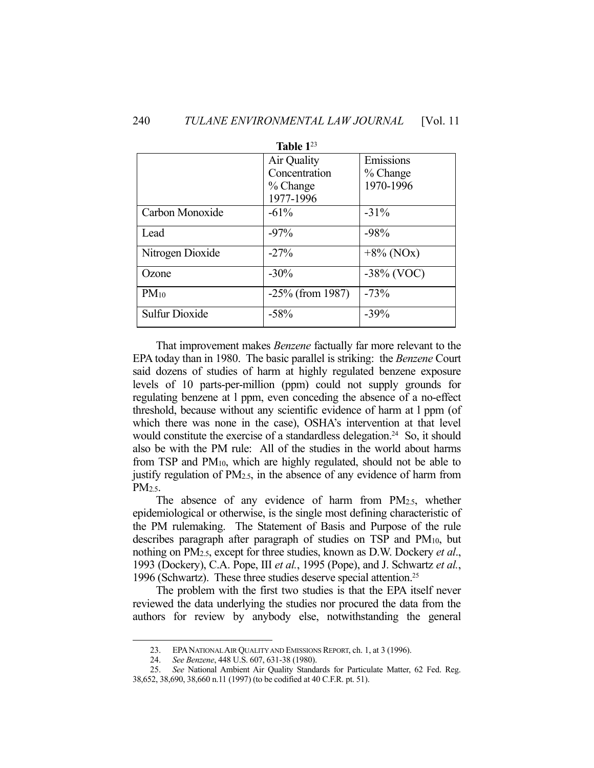**Table 1**[23]

| | Air Quality Concentration % Change 1977-1996 | Emissions % Change 1970-1996 |
|---|---|---|
| Carbon Monoxide | -61% | -31% |
| Lead | -97% | -98% |
| Nitrogen Dioxide | -27% | +8% (NOx) |
| Ozone | -30% | -38% (VOC) |
| $PM_{10}$ | -25% (from 1987) | -73% |
| Sulfur Dioxide | -58% | -39% |

That improvement makes *Benzene* factually far more relevant to the EPA today than in 1980. The basic parallel is striking: the *Benzene* Court said dozens of studies of harm at highly regulated benzene exposure levels of 10 parts-per-million (ppm) could not supply grounds for regulating benzene at 1 ppm, even conceding the absence of a no-effect threshold, because without any scientific evidence of harm at 1 ppm (of which there was none in the case), OSHA's intervention at that level would constitute the exercise of a standardless delegation.[24] So, it should also be with the PM rule: All of the studies in the world about harms from TSP and $PM_{10}$, which are highly regulated, should not be able to justify regulation of $PM_{2.5}$, in the absence of any evidence of harm from $PM_{2.5}$.

The absence of any evidence of harm from $PM_{2.5}$, whether epidemiological or otherwise, is the single most defining characteristic of the PM rulemaking. The Statement of Basis and Purpose of the rule describes paragraph after paragraph of studies on TSP and $PM_{10}$, but nothing on $PM_{2.5}$, except for three studies, known as D.W. Dockery *et al*., 1993 (Dockery), C.A. Pope, III *et al.*, 1995 (Pope), and J. Schwartz *et al.*, 1996 (Schwartz). These three studies deserve special attention.[25]

The problem with the first two studies is that the EPA itself never reviewed the data underlying the studies nor procured the data from the authors for review by anybody else, notwithstanding the general

---

23. EPA NATIONAL AIR QUALITY AND EMISSIONS REPORT, ch. 1, at 3 (1996).

24. *See Benzene*, 448 U.S. 607, 631-38 (1980).

25. *See* National Ambient Air Quality Standards for Particulate Matter, 62 Fed. Reg. 38,652, 38,690, 38,660 n.11 (1997) (to be codified at 40 C.F.R. pt. 51).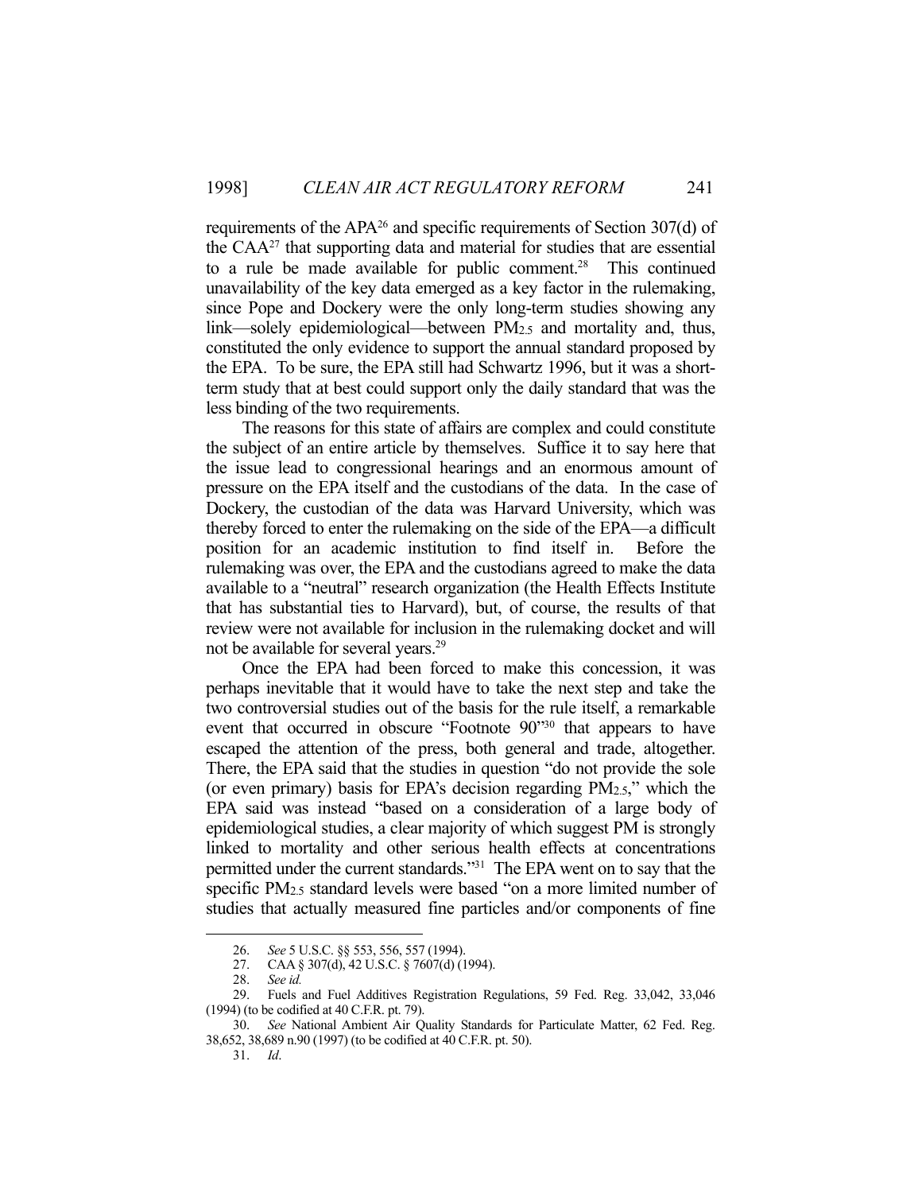requirements of the APA[26] and specific requirements of Section 307(d) of the CAA[27] that supporting data and material for studies that are essential to a rule be made available for public comment.[28] This continued unavailability of the key data emerged as a key factor in the rulemaking, since Pope and Dockery were the only long-term studies showing any link—solely epidemiological—between $PM_{2.5}$ and mortality and, thus, constituted the only evidence to support the annual standard proposed by the EPA. To be sure, the EPA still had Schwartz 1996, but it was a short-term study that at best could support only the daily standard that was the less binding of the two requirements.

The reasons for this state of affairs are complex and could constitute the subject of an entire article by themselves. Suffice it to say here that the issue lead to congressional hearings and an enormous amount of pressure on the EPA itself and the custodians of the data. In the case of Dockery, the custodian of the data was Harvard University, which was thereby forced to enter the rulemaking on the side of the EPA—a difficult position for an academic institution to find itself in. Before the rulemaking was over, the EPA and the custodians agreed to make the data available to a "neutral" research organization (the Health Effects Institute that has substantial ties to Harvard), but, of course, the results of that review were not available for inclusion in the rulemaking docket and will not be available for several years.[29]

Once the EPA had been forced to make this concession, it was perhaps inevitable that it would have to take the next step and take the two controversial studies out of the basis for the rule itself, a remarkable event that occurred in obscure "Footnote 90"[30] that appears to have escaped the attention of the press, both general and trade, altogether. There, the EPA said that the studies in question "do not provide the sole (or even primary) basis for EPA's decision regarding $PM_{2.5}$," which the EPA said was instead "based on a consideration of a large body of epidemiological studies, a clear majority of which suggest PM is strongly linked to mortality and other serious health effects at concentrations permitted under the current standards."[31] The EPA went on to say that the specific $PM_{2.5}$ standard levels were based "on a more limited number of studies that actually measured fine particles and/or components of fine

---

26. *See* 5 U.S.C. §§ 553, 556, 557 (1994).

27. CAA § 307(d), 42 U.S.C. § 7607(d) (1994).

28. *See id.*

29. Fuels and Fuel Additives Registration Regulations, 59 Fed. Reg. 33,042, 33,046 (1994) (to be codified at 40 C.F.R. pt. 79).

30. *See* National Ambient Air Quality Standards for Particulate Matter, 62 Fed. Reg. 38,652, 38,689 n.90 (1997) (to be codified at 40 C.F.R. pt. 50).

31. *Id*.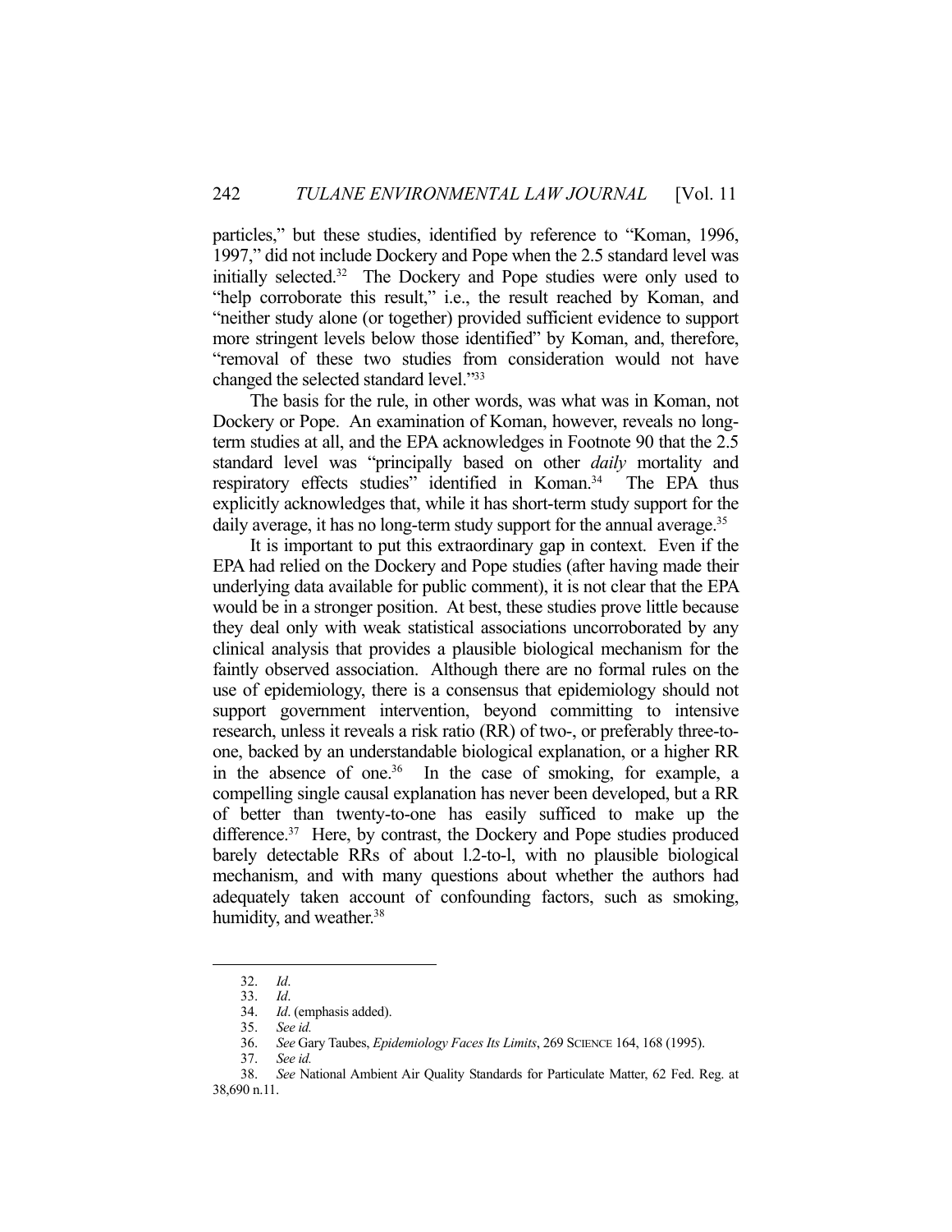particles," but these studies, identified by reference to "Koman, 1996, 1997," did not include Dockery and Pope when the 2.5 standard level was initially selected.[32] The Dockery and Pope studies were only used to "help corroborate this result," i.e., the result reached by Koman, and "neither study alone (or together) provided sufficient evidence to support more stringent levels below those identified" by Koman, and, therefore, "removal of these two studies from consideration would not have changed the selected standard level."[33]

The basis for the rule, in other words, was what was in Koman, not Dockery or Pope. An examination of Koman, however, reveals no long-term studies at all, and the EPA acknowledges in Footnote 90 that the 2.5 standard level was "principally based on other *daily* mortality and respiratory effects studies" identified in Koman.[34] The EPA thus explicitly acknowledges that, while it has short-term study support for the daily average, it has no long-term study support for the annual average.[35]

It is important to put this extraordinary gap in context. Even if the EPA had relied on the Dockery and Pope studies (after having made their underlying data available for public comment), it is not clear that the EPA would be in a stronger position. At best, these studies prove little because they deal only with weak statistical associations uncorroborated by any clinical analysis that provides a plausible biological mechanism for the faintly observed association. Although there are no formal rules on the use of epidemiology, there is a consensus that epidemiology should not support government intervention, beyond committing to intensive research, unless it reveals a risk ratio (RR) of two-, or preferably three-to-one, backed by an understandable biological explanation, or a higher RR in the absence of one.[36] In the case of smoking, for example, a compelling single causal explanation has never been developed, but a RR of better than twenty-to-one has easily sufficed to make up the difference.[37] Here, by contrast, the Dockery and Pope studies produced barely detectable RRs of about l.2-to-l, with no plausible biological mechanism, and with many questions about whether the authors had adequately taken account of confounding factors, such as smoking, humidity, and weather.[38]

---

32. *Id*.

33. *Id*.

34. *Id*. (emphasis added).

35. *See id.*

36. *See* Gary Taubes, *Epidemiology Faces Its Limits*, 269 SCIENCE 164, 168 (1995).

37. *See id.*

38. *See* National Ambient Air Quality Standards for Particulate Matter, 62 Fed. Reg. at 38,690 n.11.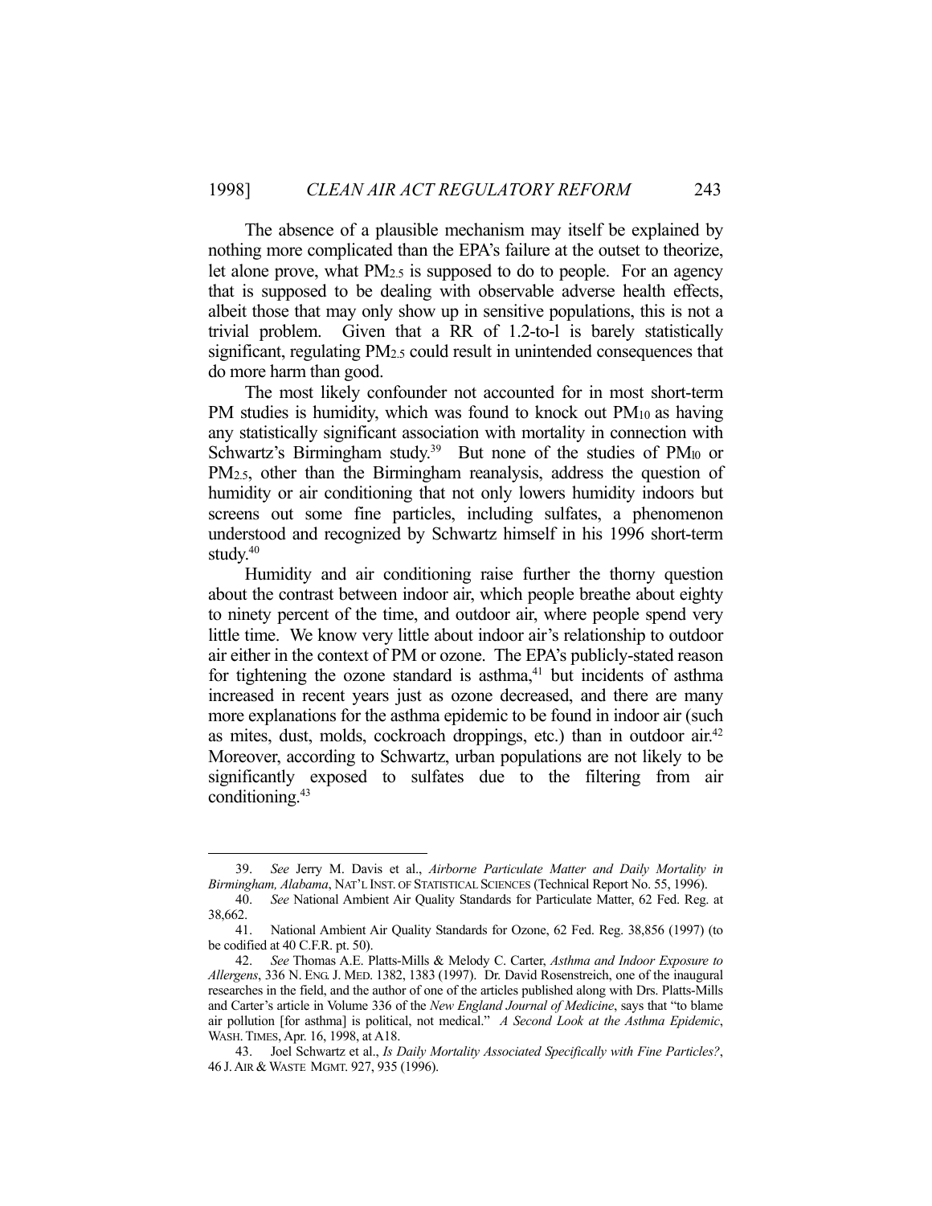The absence of a plausible mechanism may itself be explained by nothing more complicated than the EPA's failure at the outset to theorize, let alone prove, what $PM_{2.5}$ is supposed to do to people. For an agency that is supposed to be dealing with observable adverse health effects, albeit those that may only show up in sensitive populations, this is not a trivial problem. Given that a RR of 1.2-to-l is barely statistically significant, regulating $PM_{2.5}$ could result in unintended consequences that do more harm than good.

The most likely confounder not accounted for in most short-term PM studies is humidity, which was found to knock out $PM_{10}$ as having any statistically significant association with mortality in connection with Schwartz's Birmingham study.[39] But none of the studies of $PM_{l0}$ or $PM_{2.5}$, other than the Birmingham reanalysis, address the question of humidity or air conditioning that not only lowers humidity indoors but screens out some fine particles, including sulfates, a phenomenon understood and recognized by Schwartz himself in his 1996 short-term study.[40]

Humidity and air conditioning raise further the thorny question about the contrast between indoor air, which people breathe about eighty to ninety percent of the time, and outdoor air, where people spend very little time. We know very little about indoor air's relationship to outdoor air either in the context of PM or ozone. The EPA's publicly-stated reason for tightening the ozone standard is asthma,[41] but incidents of asthma increased in recent years just as ozone decreased, and there are many more explanations for the asthma epidemic to be found in indoor air (such as mites, dust, molds, cockroach droppings, etc.) than in outdoor air.[42] Moreover, according to Schwartz, urban populations are not likely to be significantly exposed to sulfates due to the filtering from air conditioning.[43]

---

39. *See* Jerry M. Davis et al., *Airborne Particulate Matter and Daily Mortality in Birmingham, Alabama*, NAT'L INST. OF STATISTICAL SCIENCES (Technical Report No. 55, 1996).

40. *See* National Ambient Air Quality Standards for Particulate Matter, 62 Fed. Reg. at 38,662.

41. National Ambient Air Quality Standards for Ozone, 62 Fed. Reg. 38,856 (1997) (to be codified at 40 C.F.R. pt. 50).

42. *See* Thomas A.E. Platts-Mills & Melody C. Carter, *Asthma and Indoor Exposure to Allergens*, 336 N. ENG. J. MED. 1382, 1383 (1997). Dr. David Rosenstreich, one of the inaugural researches in the field, and the author of one of the articles published along with Drs. Platts-Mills and Carter's article in Volume 336 of the *New England Journal of Medicine*, says that "to blame air pollution [for asthma] is political, not medical." *A Second Look at the Asthma Epidemic*, WASH. TIMES, Apr. 16, 1998, at A18.

43. Joel Schwartz et al., *Is Daily Mortality Associated Specifically with Fine Particles?*, 46 J. AIR & WASTE MGMT. 927, 935 (1996).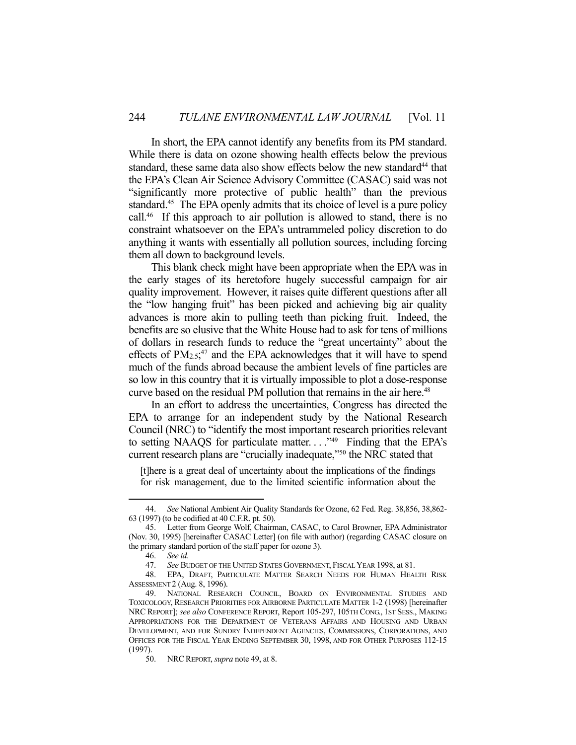In short, the EPA cannot identify any benefits from its PM standard. While there is data on ozone showing health effects below the previous standard, these same data also show effects below the new standard[44] that the EPA's Clean Air Science Advisory Committee (CASAC) said was not "significantly more protective of public health" than the previous standard.[45] The EPA openly admits that its choice of level is a pure policy call.[46] If this approach to air pollution is allowed to stand, there is no constraint whatsoever on the EPA's untrammeled policy discretion to do anything it wants with essentially all pollution sources, including forcing them all down to background levels.

This blank check might have been appropriate when the EPA was in the early stages of its heretofore hugely successful campaign for air quality improvement. However, it raises quite different questions after all the "low hanging fruit" has been picked and achieving big air quality advances is more akin to pulling teeth than picking fruit. Indeed, the benefits are so elusive that the White House had to ask for tens of millions of dollars in research funds to reduce the "great uncertainty" about the effects of $PM_{2.5}$;[47] and the EPA acknowledges that it will have to spend much of the funds abroad because the ambient levels of fine particles are so low in this country that it is virtually impossible to plot a dose-response curve based on the residual PM pollution that remains in the air here.[48]

In an effort to address the uncertainties, Congress has directed the EPA to arrange for an independent study by the National Research Council (NRC) to "identify the most important research priorities relevant to setting NAAQS for particulate matter. . . ."[49] Finding that the EPA's current research plans are "crucially inadequate,"[50] the NRC stated that

> [t]here is a great deal of uncertainty about the implications of the findings for risk management, due to the limited scientific information about the

---

44. *See* National Ambient Air Quality Standards for Ozone, 62 Fed. Reg. 38,856, 38,862-63 (1997) (to be codified at 40 C.F.R. pt. 50).

45. Letter from George Wolf, Chairman, CASAC, to Carol Browner, EPA Administrator (Nov. 30, 1995) [hereinafter CASAC Letter] (on file with author) (regarding CASAC closure on the primary standard portion of the staff paper for ozone 3).

46. *See id.*

47. *See* BUDGET OF THE UNITED STATES GOVERNMENT, FISCAL YEAR 1998, at 81.

48. EPA, DRAFT, PARTICULATE MATTER SEARCH NEEDS FOR HUMAN HEALTH RISK ASSESSMENT 2 (Aug. 8, 1996).

49. NATIONAL RESEARCH COUNCIL, BOARD ON ENVIRONMENTAL STUDIES AND TOXICOLOGY, RESEARCH PRIORITIES FOR AIRBORNE PARTICULATE MATTER 1-2 (1998) [hereinafter NRC REPORT]; *see also* CONFERENCE REPORT, Report 105-297, 105TH CONG., 1ST SESS., MAKING APPROPRIATIONS FOR THE DEPARTMENT OF VETERANS AFFAIRS AND HOUSING AND URBAN DEVELOPMENT, AND FOR SUNDRY INDEPENDENT AGENCIES, COMMISSIONS, CORPORATIONS, AND OFFICES FOR THE FISCAL YEAR ENDING SEPTEMBER 30, 1998, AND FOR OTHER PURPOSES 112-15 (1997).

50. NRC REPORT, *supra* note 49, at 8.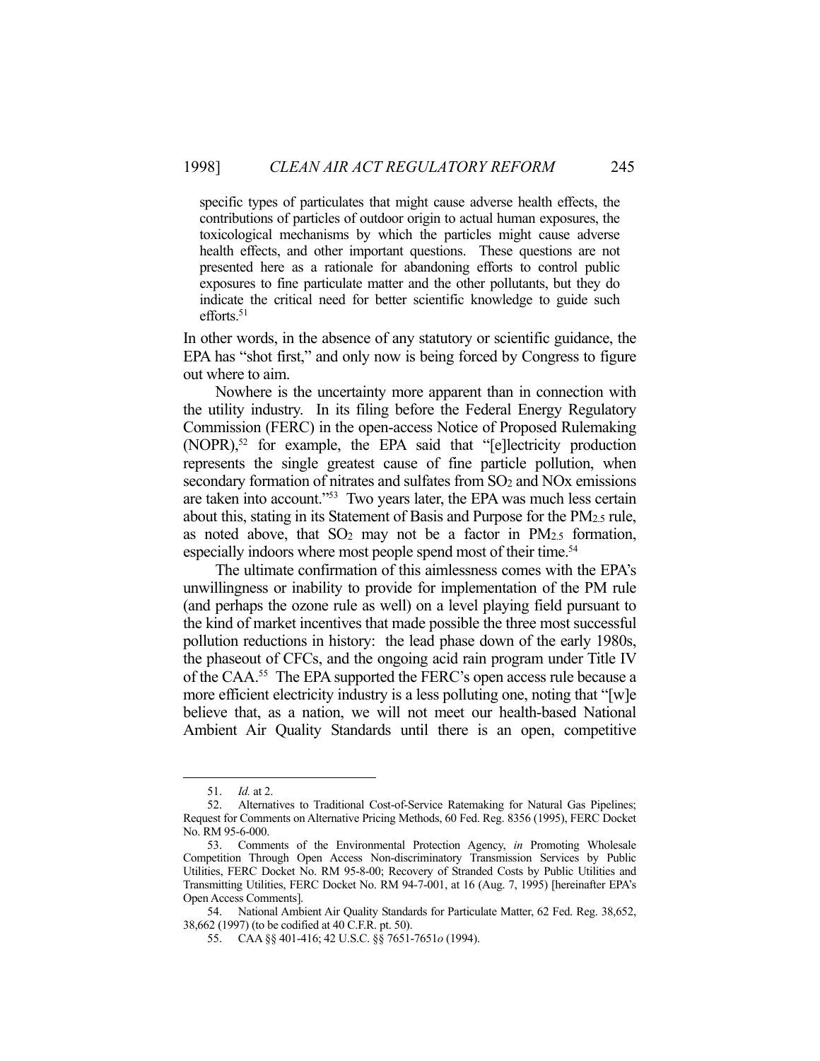> specific types of particulates that might cause adverse health effects, the contributions of particles of outdoor origin to actual human exposures, the toxicological mechanisms by which the particles might cause adverse health effects, and other important questions. These questions are not presented here as a rationale for abandoning efforts to control public exposures to fine particulate matter and the other pollutants, but they do indicate the critical need for better scientific knowledge to guide such efforts.[51]

In other words, in the absence of any statutory or scientific guidance, the EPA has "shot first," and only now is being forced by Congress to figure out where to aim.

Nowhere is the uncertainty more apparent than in connection with the utility industry. In its filing before the Federal Energy Regulatory Commission (FERC) in the open-access Notice of Proposed Rulemaking (NOPR),[52] for example, the EPA said that "[e]lectricity production represents the single greatest cause of fine particle pollution, when secondary formation of nitrates and sulfates from $SO_2$ and NOx emissions are taken into account."[53] Two years later, the EPA was much less certain about this, stating in its Statement of Basis and Purpose for the $PM_{2.5}$ rule, as noted above, that $SO_2$ may not be a factor in $PM_{2.5}$ formation, especially indoors where most people spend most of their time.[54]

The ultimate confirmation of this aimlessness comes with the EPA's unwillingness or inability to provide for implementation of the PM rule (and perhaps the ozone rule as well) on a level playing field pursuant to the kind of market incentives that made possible the three most successful pollution reductions in history: the lead phase down of the early 1980s, the phaseout of CFCs, and the ongoing acid rain program under Title IV of the CAA.[55] The EPA supported the FERC's open access rule because a more efficient electricity industry is a less polluting one, noting that "[w]e believe that, as a nation, we will not meet our health-based National Ambient Air Quality Standards until there is an open, competitive

---

51. *Id.* at 2.

52. Alternatives to Traditional Cost-of-Service Ratemaking for Natural Gas Pipelines; Request for Comments on Alternative Pricing Methods, 60 Fed. Reg. 8356 (1995), FERC Docket No. RM 95-6-000.

53. Comments of the Environmental Protection Agency, *in* Promoting Wholesale Competition Through Open Access Non-discriminatory Transmission Services by Public Utilities, FERC Docket No. RM 95-8-00; Recovery of Stranded Costs by Public Utilities and Transmitting Utilities, FERC Docket No. RM 94-7-001, at 16 (Aug. 7, 1995) [hereinafter EPA's Open Access Comments].

54. National Ambient Air Quality Standards for Particulate Matter, 62 Fed. Reg. 38,652, 38,662 (1997) (to be codified at 40 C.F.R. pt. 50).

55. CAA §§ 401-416; 42 U.S.C. §§ 7651-7651*o* (1994).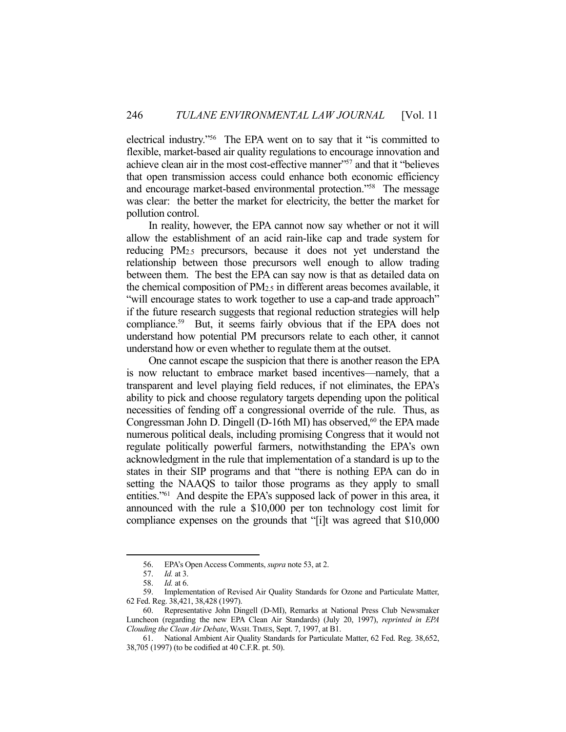electrical industry."[56] The EPA went on to say that it "is committed to flexible, market-based air quality regulations to encourage innovation and achieve clean air in the most cost-effective manner"[57] and that it "believes that open transmission access could enhance both economic efficiency and encourage market-based environmental protection."[58] The message was clear: the better the market for electricity, the better the market for pollution control.

In reality, however, the EPA cannot now say whether or not it will allow the establishment of an acid rain-like cap and trade system for reducing $PM_{2.5}$ precursors, because it does not yet understand the relationship between those precursors well enough to allow trading between them. The best the EPA can say now is that as detailed data on the chemical composition of $PM_{2.5}$ in different areas becomes available, it "will encourage states to work together to use a cap-and trade approach" if the future research suggests that regional reduction strategies will help compliance.[59] But, it seems fairly obvious that if the EPA does not understand how potential PM precursors relate to each other, it cannot understand how or even whether to regulate them at the outset.

One cannot escape the suspicion that there is another reason the EPA is now reluctant to embrace market based incentives—namely, that a transparent and level playing field reduces, if not eliminates, the EPA's ability to pick and choose regulatory targets depending upon the political necessities of fending off a congressional override of the rule. Thus, as Congressman John D. Dingell (D-16th MI) has observed,[60] the EPA made numerous political deals, including promising Congress that it would not regulate politically powerful farmers, notwithstanding the EPA's own acknowledgment in the rule that implementation of a standard is up to the states in their SIP programs and that "there is nothing EPA can do in setting the NAAQS to tailor those programs as they apply to small entities."[61] And despite the EPA's supposed lack of power in this area, it announced with the rule a $10,000 per ton technology cost limit for compliance expenses on the grounds that "[i]t was agreed that $10,000

---

56. EPA's Open Access Comments, *supra* note 53, at 2.

57. *Id.* at 3.

58. *Id.* at 6.

59. Implementation of Revised Air Quality Standards for Ozone and Particulate Matter, 62 Fed. Reg. 38,421, 38,428 (1997).

60. Representative John Dingell (D-MI), Remarks at National Press Club Newsmaker Luncheon (regarding the new EPA Clean Air Standards) (July 20, 1997), *reprinted in EPA Clouding the Clean Air Debate*, WASH. TIMES, Sept. 7, 1997, at B1.

61. National Ambient Air Quality Standards for Particulate Matter, 62 Fed. Reg. 38,652, 38,705 (1997) (to be codified at 40 C.F.R. pt. 50).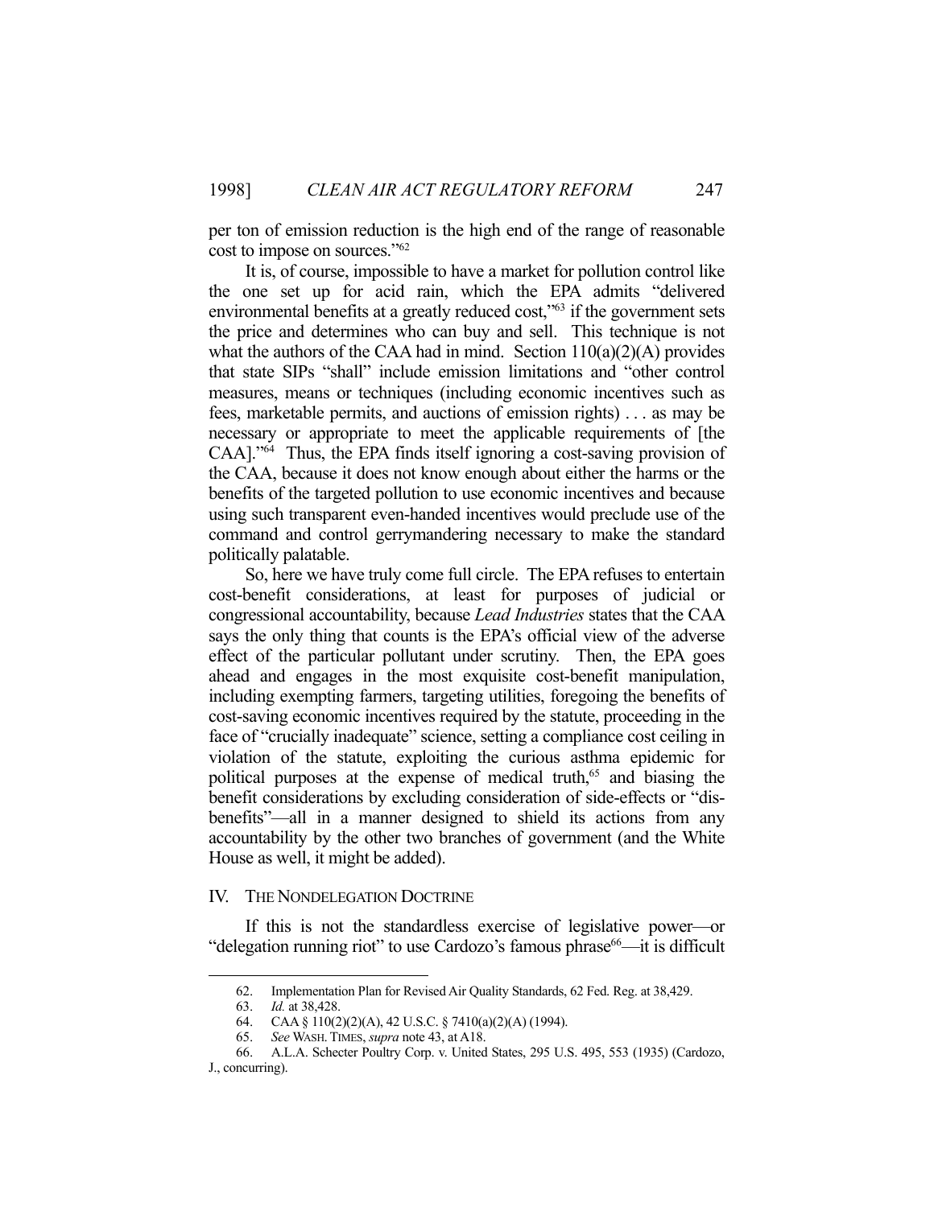per ton of emission reduction is the high end of the range of reasonable cost to impose on sources."[62]

It is, of course, impossible to have a market for pollution control like the one set up for acid rain, which the EPA admits "delivered environmental benefits at a greatly reduced cost,"[63] if the government sets the price and determines who can buy and sell. This technique is not what the authors of the CAA had in mind. Section 110(a)(2)(A) provides that state SIPs "shall" include emission limitations and "other control measures, means or techniques (including economic incentives such as fees, marketable permits, and auctions of emission rights) . . . as may be necessary or appropriate to meet the applicable requirements of [the CAA]."[64] Thus, the EPA finds itself ignoring a cost-saving provision of the CAA, because it does not know enough about either the harms or the benefits of the targeted pollution to use economic incentives and because using such transparent even-handed incentives would preclude use of the command and control gerrymandering necessary to make the standard politically palatable.

So, here we have truly come full circle. The EPA refuses to entertain cost-benefit considerations, at least for purposes of judicial or congressional accountability, because *Lead Industries* states that the CAA says the only thing that counts is the EPA's official view of the adverse effect of the particular pollutant under scrutiny. Then, the EPA goes ahead and engages in the most exquisite cost-benefit manipulation, including exempting farmers, targeting utilities, foregoing the benefits of cost-saving economic incentives required by the statute, proceeding in the face of "crucially inadequate" science, setting a compliance cost ceiling in violation of the statute, exploiting the curious asthma epidemic for political purposes at the expense of medical truth,[65] and biasing the benefit considerations by excluding consideration of side-effects or "dis-benefits"—all in a manner designed to shield its actions from any accountability by the other two branches of government (and the White House as well, it might be added).

## IV. THE NONDELEGATION DOCTRINE

If this is not the standardless exercise of legislative power—or "delegation running riot" to use Cardozo's famous phrase[66]—it is difficult

62. Implementation Plan for Revised Air Quality Standards, 62 Fed. Reg. at 38,429.

63. *Id.* at 38,428.

64. CAA § 110(2)(2)(A), 42 U.S.C. § 7410(a)(2)(A) (1994).

65. *See* WASH. TIMES, *supra* note 43, at A18.

66. A.L.A. Schecter Poultry Corp. v. United States, 295 U.S. 495, 553 (1935) (Cardozo, J., concurring).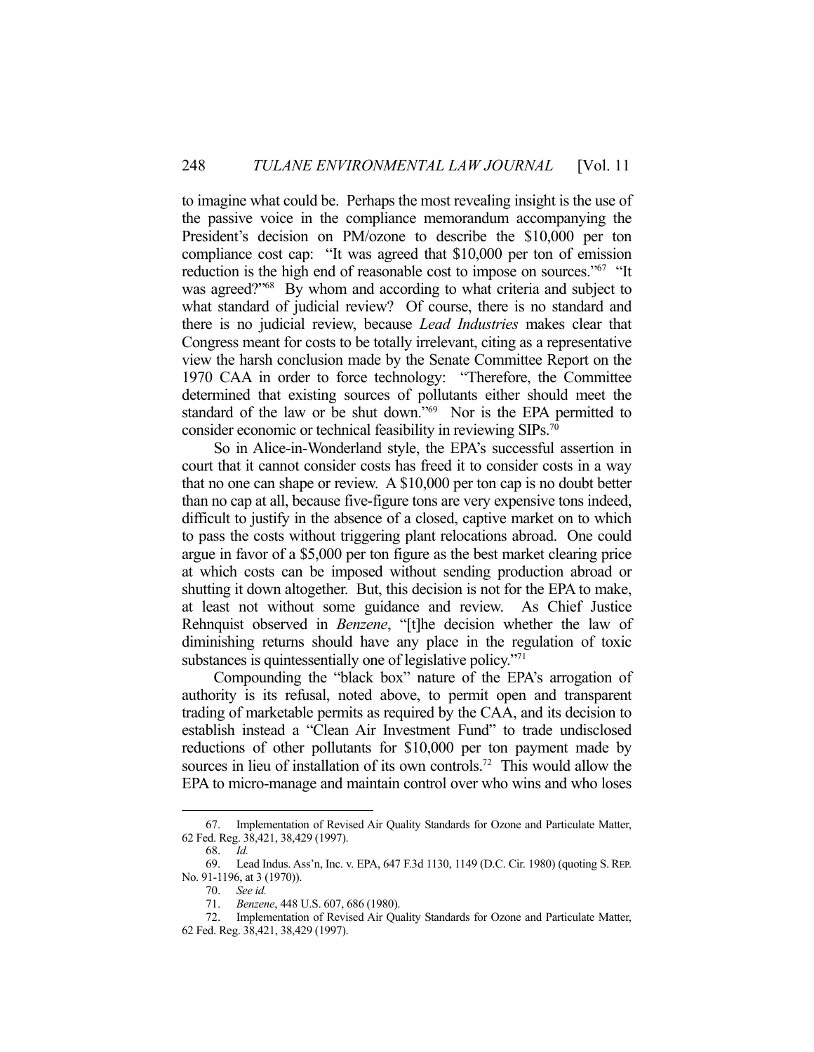to imagine what could be. Perhaps the most revealing insight is the use of the passive voice in the compliance memorandum accompanying the President's decision on PM/ozone to describe the $10,000 per ton compliance cost cap: "It was agreed that $10,000 per ton of emission reduction is the high end of reasonable cost to impose on sources."[67] "It was agreed?"[68] By whom and according to what criteria and subject to what standard of judicial review? Of course, there is no standard and there is no judicial review, because *Lead Industries* makes clear that Congress meant for costs to be totally irrelevant, citing as a representative view the harsh conclusion made by the Senate Committee Report on the 1970 CAA in order to force technology: "Therefore, the Committee determined that existing sources of pollutants either should meet the standard of the law or be shut down."[69] Nor is the EPA permitted to consider economic or technical feasibility in reviewing SIPs.[70]

So in Alice-in-Wonderland style, the EPA's successful assertion in court that it cannot consider costs has freed it to consider costs in a way that no one can shape or review. A $10,000 per ton cap is no doubt better than no cap at all, because five-figure tons are very expensive tons indeed, difficult to justify in the absence of a closed, captive market on to which to pass the costs without triggering plant relocations abroad. One could argue in favor of a $5,000 per ton figure as the best market clearing price at which costs can be imposed without sending production abroad or shutting it down altogether. But, this decision is not for the EPA to make, at least not without some guidance and review. As Chief Justice Rehnquist observed in *Benzene*, "[t]he decision whether the law of diminishing returns should have any place in the regulation of toxic substances is quintessentially one of legislative policy."[71]

Compounding the "black box" nature of the EPA's arrogation of authority is its refusal, noted above, to permit open and transparent trading of marketable permits as required by the CAA, and its decision to establish instead a "Clean Air Investment Fund" to trade undisclosed reductions of other pollutants for $10,000 per ton payment made by sources in lieu of installation of its own controls.[72] This would allow the EPA to micro-manage and maintain control over who wins and who loses

---

67. Implementation of Revised Air Quality Standards for Ozone and Particulate Matter, 62 Fed. Reg. 38,421, 38,429 (1997).

68. *Id.*

69. Lead Indus. Ass'n, Inc. v. EPA, 647 F.3d 1130, 1149 (D.C. Cir. 1980) (quoting S. REP. No. 91-1196, at 3 (1970)).

70. *See id.*

71. *Benzene*, 448 U.S. 607, 686 (1980).

72. Implementation of Revised Air Quality Standards for Ozone and Particulate Matter, 62 Fed. Reg. 38,421, 38,429 (1997).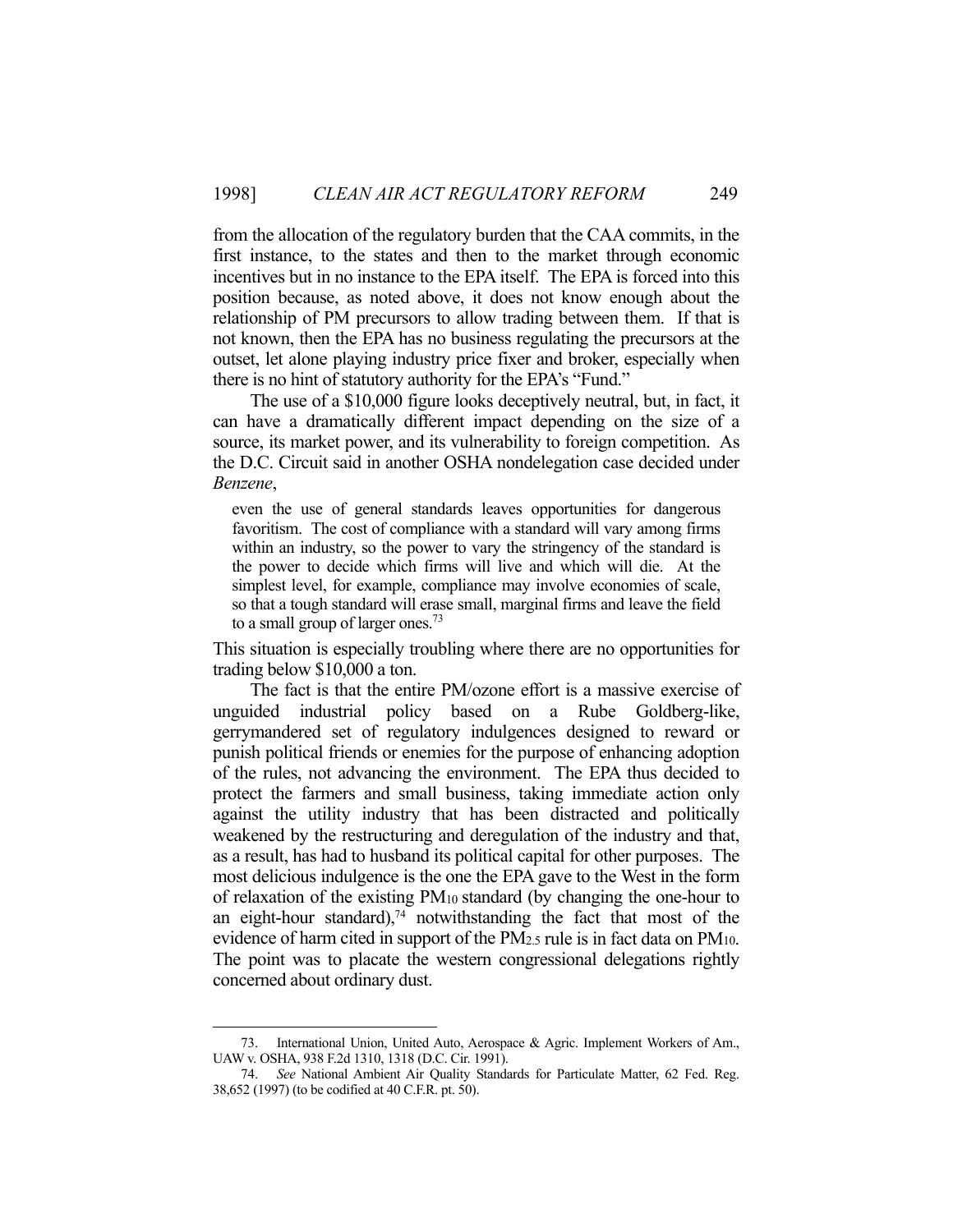from the allocation of the regulatory burden that the CAA commits, in the first instance, to the states and then to the market through economic incentives but in no instance to the EPA itself. The EPA is forced into this position because, as noted above, it does not know enough about the relationship of PM precursors to allow trading between them. If that is not known, then the EPA has no business regulating the precursors at the outset, let alone playing industry price fixer and broker, especially when there is no hint of statutory authority for the EPA's "Fund."

The use of a $10,000 figure looks deceptively neutral, but, in fact, it can have a dramatically different impact depending on the size of a source, its market power, and its vulnerability to foreign competition. As the D.C. Circuit said in another OSHA nondelegation case decided under *Benzene*,

> even the use of general standards leaves opportunities for dangerous favoritism. The cost of compliance with a standard will vary among firms within an industry, so the power to vary the stringency of the standard is the power to decide which firms will live and which will die. At the simplest level, for example, compliance may involve economies of scale, so that a tough standard will erase small, marginal firms and leave the field to a small group of larger ones.[73]

This situation is especially troubling where there are no opportunities for trading below $10,000 a ton.

The fact is that the entire PM/ozone effort is a massive exercise of unguided industrial policy based on a Rube Goldberg-like, gerrymandered set of regulatory indulgences designed to reward or punish political friends or enemies for the purpose of enhancing adoption of the rules, not advancing the environment. The EPA thus decided to protect the farmers and small business, taking immediate action only against the utility industry that has been distracted and politically weakened by the restructuring and deregulation of the industry and that, as a result, has had to husband its political capital for other purposes. The most delicious indulgence is the one the EPA gave to the West in the form of relaxation of the existing $PM_{10}$ standard (by changing the one-hour to an eight-hour standard),[74] notwithstanding the fact that most of the evidence of harm cited in support of the $PM_{2.5}$ rule is in fact data on $PM_{10}$. The point was to placate the western congressional delegations rightly concerned about ordinary dust.

---

73. International Union, United Auto, Aerospace & Agric. Implement Workers of Am., UAW v. OSHA, 938 F.2d 1310, 1318 (D.C. Cir. 1991).

74. *See* National Ambient Air Quality Standards for Particulate Matter, 62 Fed. Reg. 38,652 (1997) (to be codified at 40 C.F.R. pt. 50).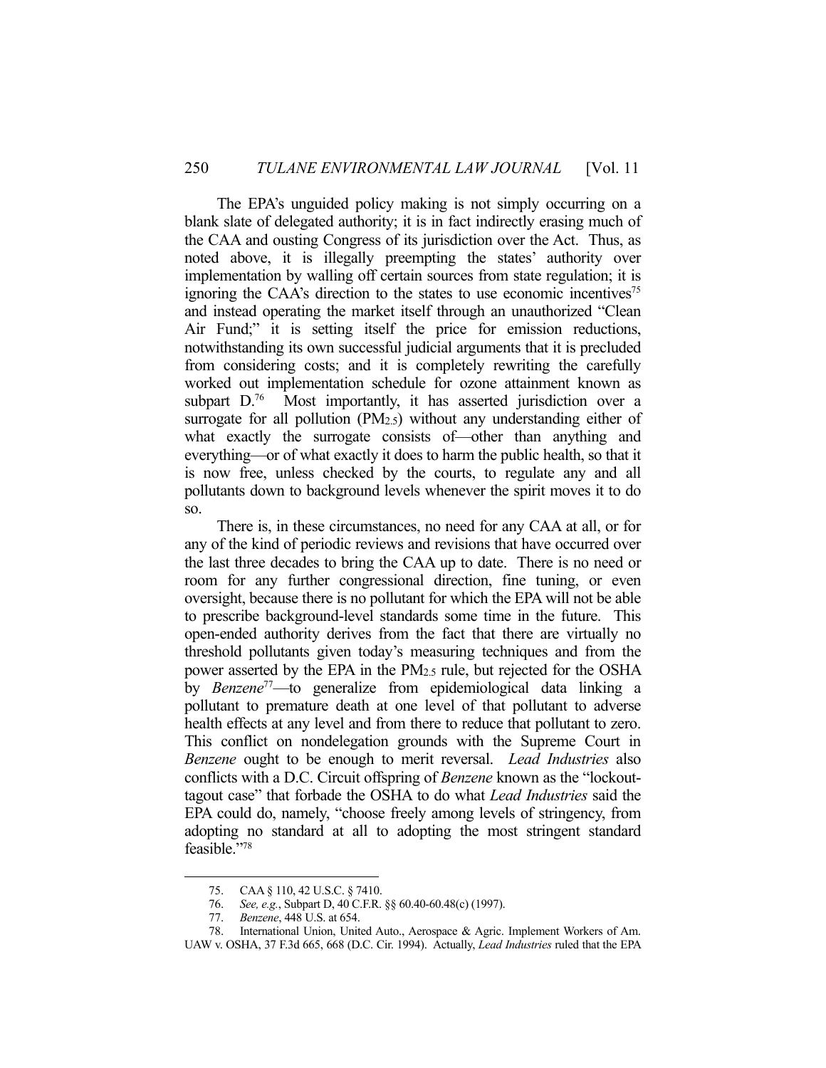The EPA's unguided policy making is not simply occurring on a blank slate of delegated authority; it is in fact indirectly erasing much of the CAA and ousting Congress of its jurisdiction over the Act. Thus, as noted above, it is illegally preempting the states' authority over implementation by walling off certain sources from state regulation; it is ignoring the CAA's direction to the states to use economic incentives[75] and instead operating the market itself through an unauthorized "Clean Air Fund;" it is setting itself the price for emission reductions, notwithstanding its own successful judicial arguments that it is precluded from considering costs; and it is completely rewriting the carefully worked out implementation schedule for ozone attainment known as subpart D.[76] Most importantly, it has asserted jurisdiction over a surrogate for all pollution ($PM_{2.5}$) without any understanding either of what exactly the surrogate consists of—other than anything and everything—or of what exactly it does to harm the public health, so that it is now free, unless checked by the courts, to regulate any and all pollutants down to background levels whenever the spirit moves it to do so.

There is, in these circumstances, no need for any CAA at all, or for any of the kind of periodic reviews and revisions that have occurred over the last three decades to bring the CAA up to date. There is no need or room for any further congressional direction, fine tuning, or even oversight, because there is no pollutant for which the EPA will not be able to prescribe background-level standards some time in the future. This open-ended authority derives from the fact that there are virtually no threshold pollutants given today's measuring techniques and from the power asserted by the EPA in the $PM_{2.5}$ rule, but rejected for the OSHA by *Benzene*[77]—to generalize from epidemiological data linking a pollutant to premature death at one level of that pollutant to adverse health effects at any level and from there to reduce that pollutant to zero. This conflict on nondelegation grounds with the Supreme Court in *Benzene* ought to be enough to merit reversal. *Lead Industries* also conflicts with a D.C. Circuit offspring of *Benzene* known as the "lockout-tagout case" that forbade the OSHA to do what *Lead Industries* said the EPA could do, namely, "choose freely among levels of stringency, from adopting no standard at all to adopting the most stringent standard feasible."[78]

---

75. CAA § 110, 42 U.S.C. § 7410.

76. *See, e.g.*, Subpart D, 40 C.F.R. §§ 60.40-60.48(c) (1997).

77. *Benzene*, 448 U.S. at 654.

78. International Union, United Auto., Aerospace & Agric. Implement Workers of Am. UAW v. OSHA, 37 F.3d 665, 668 (D.C. Cir. 1994). Actually, *Lead Industries* ruled that the EPA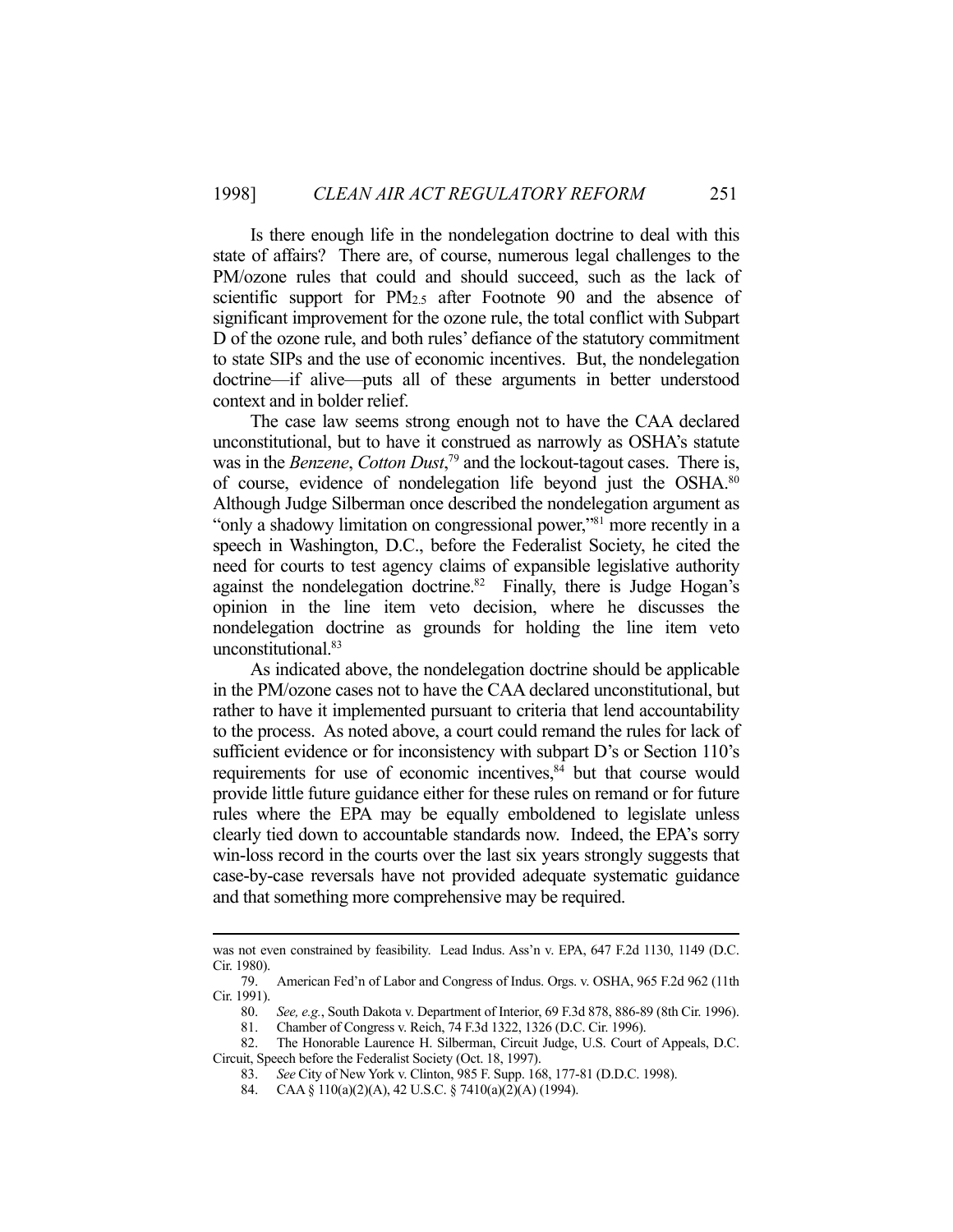Is there enough life in the nondelegation doctrine to deal with this state of affairs? There are, of course, numerous legal challenges to the PM/ozone rules that could and should succeed, such as the lack of scientific support for $PM_{2.5}$ after Footnote 90 and the absence of significant improvement for the ozone rule, the total conflict with Subpart D of the ozone rule, and both rules' defiance of the statutory commitment to state SIPs and the use of economic incentives. But, the nondelegation doctrine—if alive—puts all of these arguments in better understood context and in bolder relief.

The case law seems strong enough not to have the CAA declared unconstitutional, but to have it construed as narrowly as OSHA's statute was in the *Benzene*, *Cotton Dust*,[79] and the lockout-tagout cases. There is, of course, evidence of nondelegation life beyond just the OSHA.[80] Although Judge Silberman once described the nondelegation argument as "only a shadowy limitation on congressional power,"[81] more recently in a speech in Washington, D.C., before the Federalist Society, he cited the need for courts to test agency claims of expansible legislative authority against the nondelegation doctrine.[82] Finally, there is Judge Hogan's opinion in the line item veto decision, where he discusses the nondelegation doctrine as grounds for holding the line item veto unconstitutional.[83]

As indicated above, the nondelegation doctrine should be applicable in the PM/ozone cases not to have the CAA declared unconstitutional, but rather to have it implemented pursuant to criteria that lend accountability to the process. As noted above, a court could remand the rules for lack of sufficient evidence or for inconsistency with subpart D's or Section 110's requirements for use of economic incentives,[84] but that course would provide little future guidance either for these rules on remand or for future rules where the EPA may be equally emboldened to legislate unless clearly tied down to accountable standards now. Indeed, the EPA's sorry win-loss record in the courts over the last six years strongly suggests that case-by-case reversals have not provided adequate systematic guidance and that something more comprehensive may be required.

---

was not even constrained by feasibility. Lead Indus. Ass'n v. EPA, 647 F.2d 1130, 1149 (D.C. Cir. 1980).

79. American Fed'n of Labor and Congress of Indus. Orgs. v. OSHA, 965 F.2d 962 (11th Cir. 1991).

80. *See, e.g.*, South Dakota v. Department of Interior, 69 F.3d 878, 886-89 (8th Cir. 1996).

81. Chamber of Congress v. Reich, 74 F.3d 1322, 1326 (D.C. Cir. 1996).

82. The Honorable Laurence H. Silberman, Circuit Judge, U.S. Court of Appeals, D.C. Circuit, Speech before the Federalist Society (Oct. 18, 1997).

83. *See* City of New York v. Clinton, 985 F. Supp. 168, 177-81 (D.D.C. 1998).

84. CAA § 110(a)(2)(A), 42 U.S.C. § 7410(a)(2)(A) (1994).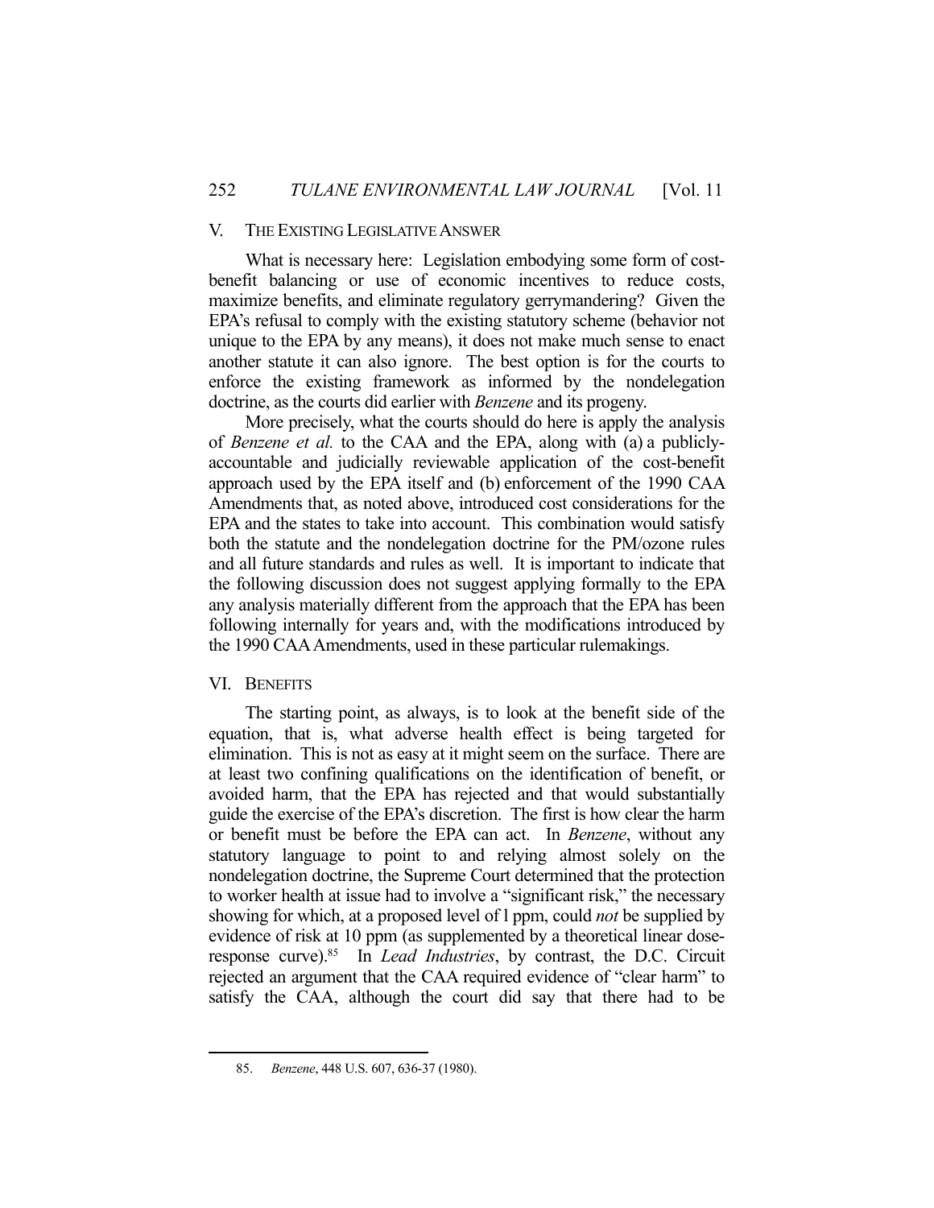## V. The Existing Legislative Answer

What is necessary here: Legislation embodying some form of cost-benefit balancing or use of economic incentives to reduce costs, maximize benefits, and eliminate regulatory gerrymandering? Given the EPA's refusal to comply with the existing statutory scheme (behavior not unique to the EPA by any means), it does not make much sense to enact another statute it can also ignore. The best option is for the courts to enforce the existing framework as informed by the nondelegation doctrine, as the courts did earlier with *Benzene* and its progeny.

More precisely, what the courts should do here is apply the analysis of *Benzene et al.* to the CAA and the EPA, along with (a) a publicly-accountable and judicially reviewable application of the cost-benefit approach used by the EPA itself and (b) enforcement of the 1990 CAA Amendments that, as noted above, introduced cost considerations for the EPA and the states to take into account. This combination would satisfy both the statute and the nondelegation doctrine for the PM/ozone rules and all future standards and rules as well. It is important to indicate that the following discussion does not suggest applying formally to the EPA any analysis materially different from the approach that the EPA has been following internally for years and, with the modifications introduced by the 1990 CAA Amendments, used in these particular rulemakings.

## VI. Benefits

The starting point, as always, is to look at the benefit side of the equation, that is, what adverse health effect is being targeted for elimination. This is not as easy at it might seem on the surface. There are at least two confining qualifications on the identification of benefit, or avoided harm, that the EPA has rejected and that would substantially guide the exercise of the EPA's discretion. The first is how clear the harm or benefit must be before the EPA can act. In *Benzene*, without any statutory language to point to and relying almost solely on the nondelegation doctrine, the Supreme Court determined that the protection to worker health at issue had to involve a "significant risk," the necessary showing for which, at a proposed level of l ppm, could *not* be supplied by evidence of risk at 10 ppm (as supplemented by a theoretical linear dose-response curve).[85] In *Lead Industries*, by contrast, the D.C. Circuit rejected an argument that the CAA required evidence of "clear harm" to satisfy the CAA, although the court did say that there had to be

---

85. *Benzene*, 448 U.S. 607, 636-37 (1980).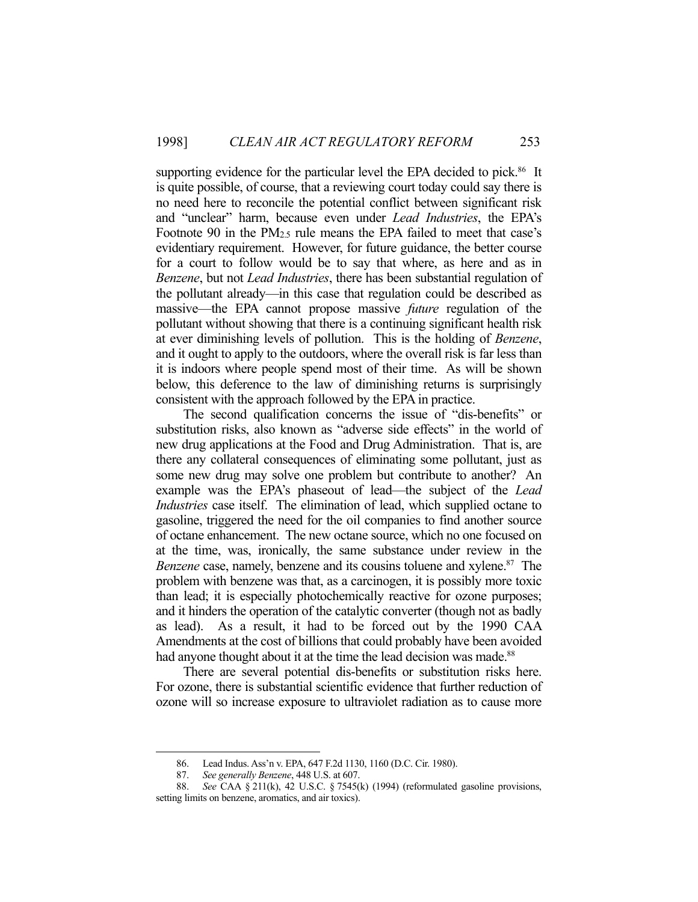supporting evidence for the particular level the EPA decided to pick.[86] It is quite possible, of course, that a reviewing court today could say there is no need here to reconcile the potential conflict between significant risk and "unclear" harm, because even under *Lead Industries*, the EPA's Footnote 90 in the $PM_{2.5}$ rule means the EPA failed to meet that case's evidentiary requirement. However, for future guidance, the better course for a court to follow would be to say that where, as here and as in *Benzene*, but not *Lead Industries*, there has been substantial regulation of the pollutant already—in this case that regulation could be described as massive—the EPA cannot propose massive *future* regulation of the pollutant without showing that there is a continuing significant health risk at ever diminishing levels of pollution. This is the holding of *Benzene*, and it ought to apply to the outdoors, where the overall risk is far less than it is indoors where people spend most of their time. As will be shown below, this deference to the law of diminishing returns is surprisingly consistent with the approach followed by the EPA in practice.

The second qualification concerns the issue of "dis-benefits" or substitution risks, also known as "adverse side effects" in the world of new drug applications at the Food and Drug Administration. That is, are there any collateral consequences of eliminating some pollutant, just as some new drug may solve one problem but contribute to another? An example was the EPA's phaseout of lead—the subject of the *Lead Industries* case itself. The elimination of lead, which supplied octane to gasoline, triggered the need for the oil companies to find another source of octane enhancement. The new octane source, which no one focused on at the time, was, ironically, the same substance under review in the *Benzene* case, namely, benzene and its cousins toluene and xylene.[87] The problem with benzene was that, as a carcinogen, it is possibly more toxic than lead; it is especially photochemically reactive for ozone purposes; and it hinders the operation of the catalytic converter (though not as badly as lead). As a result, it had to be forced out by the 1990 CAA Amendments at the cost of billions that could probably have been avoided had anyone thought about it at the time the lead decision was made.[88]

There are several potential dis-benefits or substitution risks here. For ozone, there is substantial scientific evidence that further reduction of ozone will so increase exposure to ultraviolet radiation as to cause more

---

86. Lead Indus. Ass'n v. EPA, 647 F.2d 1130, 1160 (D.C. Cir. 1980).

87. *See generally Benzene*, 448 U.S. at 607.

88. *See* CAA § 211(k), 42 U.S.C. § 7545(k) (1994) (reformulated gasoline provisions, setting limits on benzene, aromatics, and air toxics).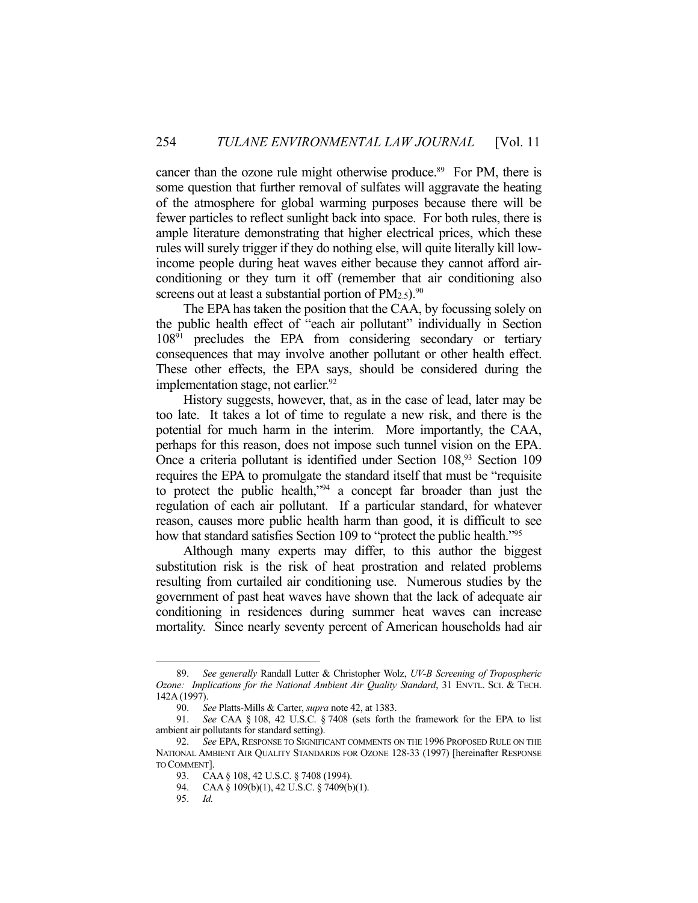cancer than the ozone rule might otherwise produce.[89] For PM, there is some question that further removal of sulfates will aggravate the heating of the atmosphere for global warming purposes because there will be fewer particles to reflect sunlight back into space. For both rules, there is ample literature demonstrating that higher electrical prices, which these rules will surely trigger if they do nothing else, will quite literally kill low-income people during heat waves either because they cannot afford air-conditioning or they turn it off (remember that air conditioning also screens out at least a substantial portion of $PM_{2.5}$).[90]

The EPA has taken the position that the CAA, by focussing solely on the public health effect of "each air pollutant" individually in Section 108[91] precludes the EPA from considering secondary or tertiary consequences that may involve another pollutant or other health effect. These other effects, the EPA says, should be considered during the implementation stage, not earlier.[92]

History suggests, however, that, as in the case of lead, later may be too late. It takes a lot of time to regulate a new risk, and there is the potential for much harm in the interim. More importantly, the CAA, perhaps for this reason, does not impose such tunnel vision on the EPA. Once a criteria pollutant is identified under Section 108,[93] Section 109 requires the EPA to promulgate the standard itself that must be "requisite to protect the public health,"[94] a concept far broader than just the regulation of each air pollutant. If a particular standard, for whatever reason, causes more public health harm than good, it is difficult to see how that standard satisfies Section 109 to "protect the public health."[95]

Although many experts may differ, to this author the biggest substitution risk is the risk of heat prostration and related problems resulting from curtailed air conditioning use. Numerous studies by the government of past heat waves have shown that the lack of adequate air conditioning in residences during summer heat waves can increase mortality. Since nearly seventy percent of American households had air

---

89. *See generally* Randall Lutter & Christopher Wolz, *UV-B Screening of Tropospheric Ozone: Implications for the National Ambient Air Quality Standard*, 31 ENVTL. SCI. & TECH. 142A (1997).

90. *See* Platts-Mills & Carter, *supra* note 42, at 1383.

91. *See* CAA § 108, 42 U.S.C. § 7408 (sets forth the framework for the EPA to list ambient air pollutants for standard setting).

92. *See* EPA, RESPONSE TO SIGNIFICANT COMMENTS ON THE 1996 PROPOSED RULE ON THE NATIONAL AMBIENT AIR QUALITY STANDARDS FOR OZONE 128-33 (1997) [hereinafter RESPONSE TO COMMENT].

93. CAA § 108, 42 U.S.C. § 7408 (1994).

94. CAA § 109(b)(1), 42 U.S.C. § 7409(b)(1).

95. *Id.*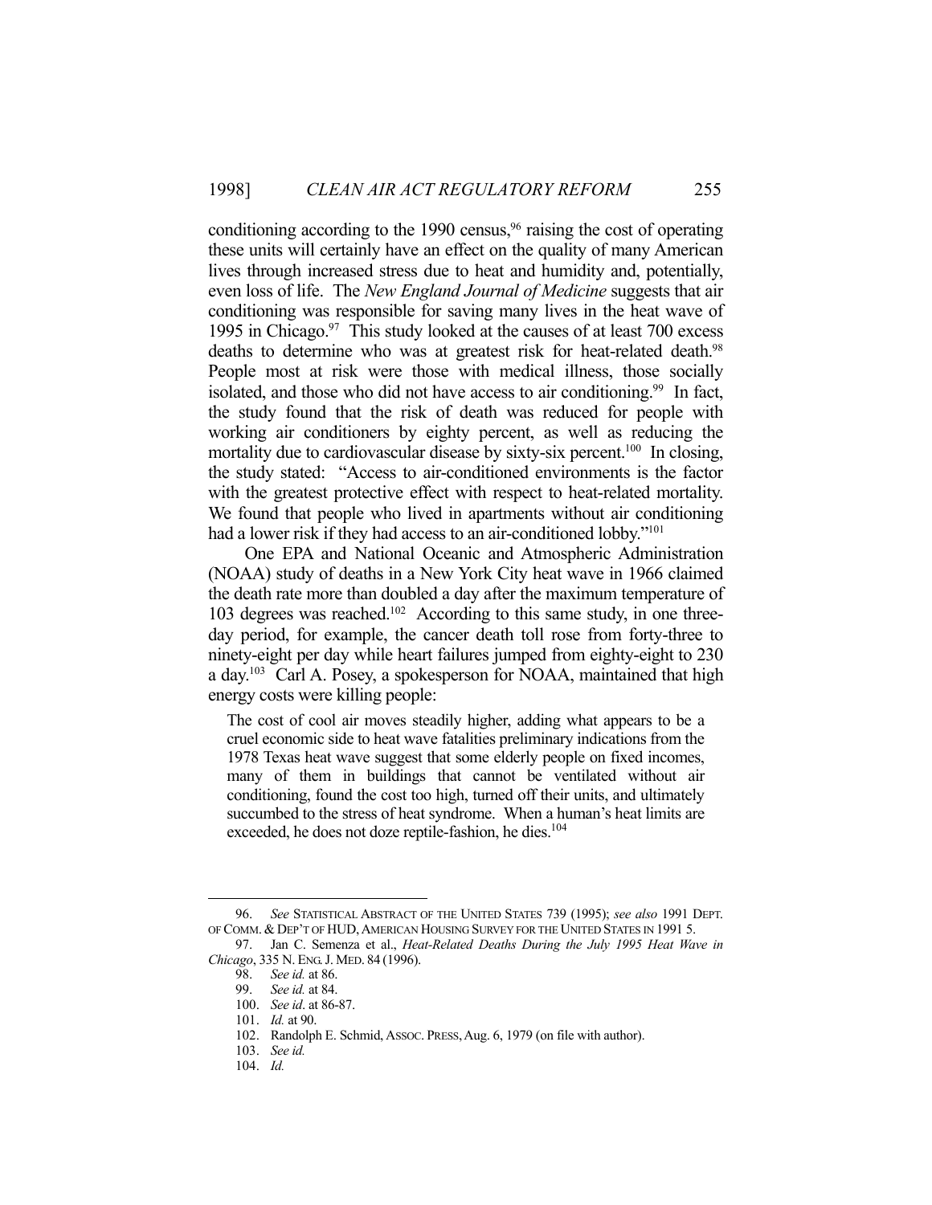conditioning according to the 1990 census,[96] raising the cost of operating these units will certainly have an effect on the quality of many American lives through increased stress due to heat and humidity and, potentially, even loss of life. The *New England Journal of Medicine* suggests that air conditioning was responsible for saving many lives in the heat wave of 1995 in Chicago.[97] This study looked at the causes of at least 700 excess deaths to determine who was at greatest risk for heat-related death.[98] People most at risk were those with medical illness, those socially isolated, and those who did not have access to air conditioning.[99] In fact, the study found that the risk of death was reduced for people with working air conditioners by eighty percent, as well as reducing the mortality due to cardiovascular disease by sixty-six percent.[100] In closing, the study stated: "Access to air-conditioned environments is the factor with the greatest protective effect with respect to heat-related mortality. We found that people who lived in apartments without air conditioning had a lower risk if they had access to an air-conditioned lobby."[101]

One EPA and National Oceanic and Atmospheric Administration (NOAA) study of deaths in a New York City heat wave in 1966 claimed the death rate more than doubled a day after the maximum temperature of 103 degrees was reached.[102] According to this same study, in one three-day period, for example, the cancer death toll rose from forty-three to ninety-eight per day while heart failures jumped from eighty-eight to 230 a day.[103] Carl A. Posey, a spokesperson for NOAA, maintained that high energy costs were killing people:

> The cost of cool air moves steadily higher, adding what appears to be a cruel economic side to heat wave fatalities preliminary indications from the 1978 Texas heat wave suggest that some elderly people on fixed incomes, many of them in buildings that cannot be ventilated without air conditioning, found the cost too high, turned off their units, and ultimately succumbed to the stress of heat syndrome. When a human's heat limits are exceeded, he does not doze reptile-fashion, he dies.[104]

---

96. *See* STATISTICAL ABSTRACT OF THE UNITED STATES 739 (1995); *see also* 1991 DEPT. OF COMM. & DEP'T OF HUD, AMERICAN HOUSING SURVEY FOR THE UNITED STATES IN 1991 5.

97. Jan C. Semenza et al., *Heat-Related Deaths During the July 1995 Heat Wave in Chicago*, 335 N. ENG. J. MED. 84 (1996).

98. *See id.* at 86.

99. *See id.* at 84.

100. *See id*. at 86-87.

101. *Id.* at 90.

102. Randolph E. Schmid, ASSOC. PRESS, Aug. 6, 1979 (on file with author).

103. *See id.*

104. *Id.*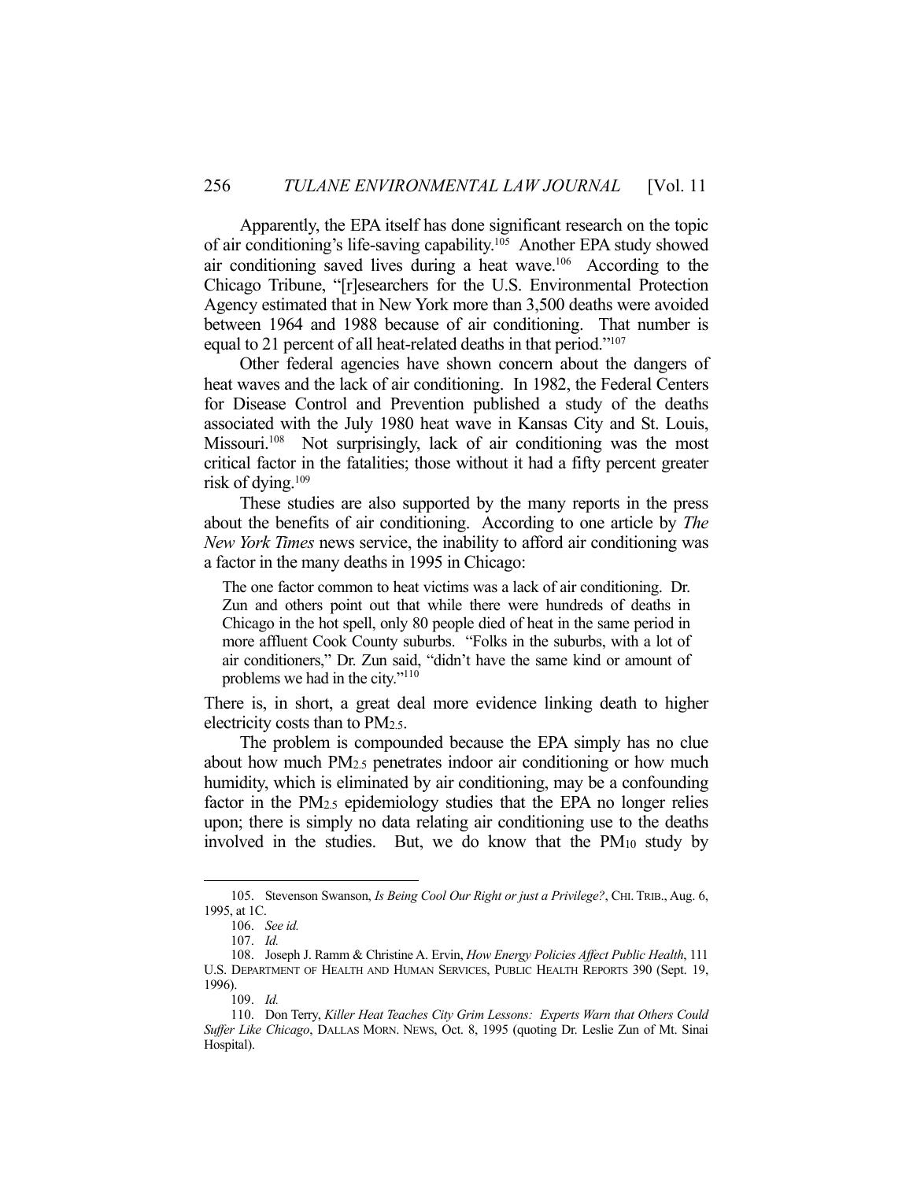Apparently, the EPA itself has done significant research on the topic of air conditioning's life-saving capability.[105] Another EPA study showed air conditioning saved lives during a heat wave.[106] According to the Chicago Tribune, "[r]esearchers for the U.S. Environmental Protection Agency estimated that in New York more than 3,500 deaths were avoided between 1964 and 1988 because of air conditioning. That number is equal to 21 percent of all heat-related deaths in that period."[107]

Other federal agencies have shown concern about the dangers of heat waves and the lack of air conditioning. In 1982, the Federal Centers for Disease Control and Prevention published a study of the deaths associated with the July 1980 heat wave in Kansas City and St. Louis, Missouri.[108] Not surprisingly, lack of air conditioning was the most critical factor in the fatalities; those without it had a fifty percent greater risk of dying.[109]

These studies are also supported by the many reports in the press about the benefits of air conditioning. According to one article by *The New York Times* news service, the inability to afford air conditioning was a factor in the many deaths in 1995 in Chicago:

> The one factor common to heat victims was a lack of air conditioning. Dr. Zun and others point out that while there were hundreds of deaths in Chicago in the hot spell, only 80 people died of heat in the same period in more affluent Cook County suburbs. "Folks in the suburbs, with a lot of air conditioners," Dr. Zun said, "didn't have the same kind or amount of problems we had in the city."[110]

There is, in short, a great deal more evidence linking death to higher electricity costs than to $PM_{2.5}$.

The problem is compounded because the EPA simply has no clue about how much $PM_{2.5}$ penetrates indoor air conditioning or how much humidity, which is eliminated by air conditioning, may be a confounding factor in the $PM_{2.5}$ epidemiology studies that the EPA no longer relies upon; there is simply no data relating air conditioning use to the deaths involved in the studies. But, we do know that the $PM_{10}$ study by

---

105. Stevenson Swanson, *Is Being Cool Our Right or just a Privilege?*, CHI. TRIB., Aug. 6, 1995, at 1C.

106. *See id.*

107. *Id.*

108. Joseph J. Ramm & Christine A. Ervin, *How Energy Policies Affect Public Health*, 111 U.S. DEPARTMENT OF HEALTH AND HUMAN SERVICES, PUBLIC HEALTH REPORTS 390 (Sept. 19, 1996).

109. *Id.*

110. Don Terry, *Killer Heat Teaches City Grim Lessons: Experts Warn that Others Could Suffer Like Chicago*, DALLAS MORN. NEWS, Oct. 8, 1995 (quoting Dr. Leslie Zun of Mt. Sinai Hospital).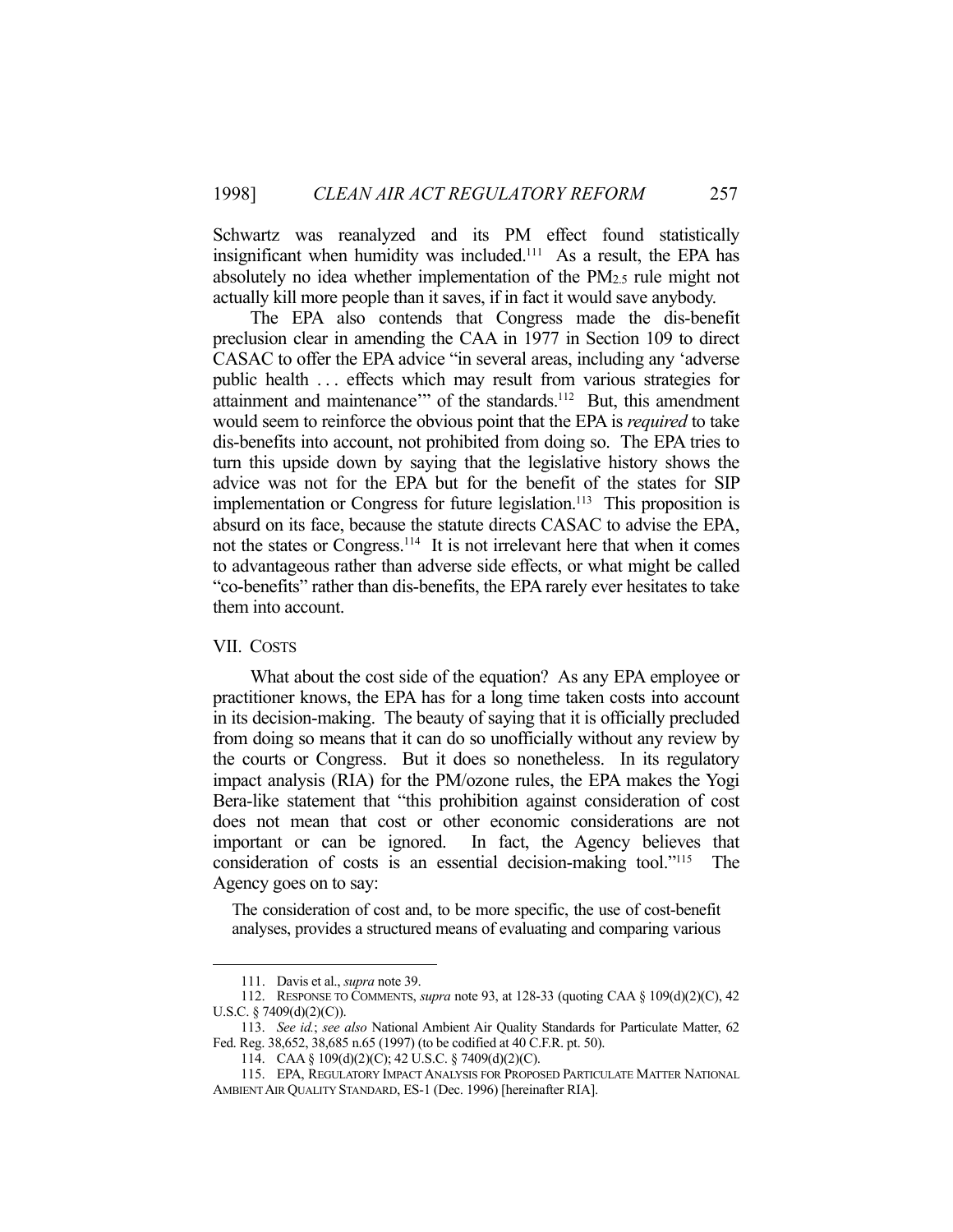Schwartz was reanalyzed and its PM effect found statistically insignificant when humidity was included.[111] As a result, the EPA has absolutely no idea whether implementation of the $PM_{2.5}$ rule might not actually kill more people than it saves, if in fact it would save anybody.

The EPA also contends that Congress made the dis-benefit preclusion clear in amending the CAA in 1977 in Section 109 to direct CASAC to offer the EPA advice "in several areas, including any 'adverse public health . . . effects which may result from various strategies for attainment and maintenance'" of the standards.[112] But, this amendment would seem to reinforce the obvious point that the EPA is *required* to take dis-benefits into account, not prohibited from doing so. The EPA tries to turn this upside down by saying that the legislative history shows the advice was not for the EPA but for the benefit of the states for SIP implementation or Congress for future legislation.[113] This proposition is absurd on its face, because the statute directs CASAC to advise the EPA, not the states or Congress.[114] It is not irrelevant here that when it comes to advantageous rather than adverse side effects, or what might be called "co-benefits" rather than dis-benefits, the EPA rarely ever hesitates to take them into account.

## VII. COSTS

What about the cost side of the equation? As any EPA employee or practitioner knows, the EPA has for a long time taken costs into account in its decision-making. The beauty of saying that it is officially precluded from doing so means that it can do so unofficially without any review by the courts or Congress. But it does so nonetheless. In its regulatory impact analysis (RIA) for the PM/ozone rules, the EPA makes the Yogi Bera-like statement that "this prohibition against consideration of cost does not mean that cost or other economic considerations are not important or can be ignored. In fact, the Agency believes that consideration of costs is an essential decision-making tool."[115] The Agency goes on to say:

> The consideration of cost and, to be more specific, the use of cost-benefit analyses, provides a structured means of evaluating and comparing various

---

111. Davis et al., *supra* note 39.

112. RESPONSE TO COMMENTS, *supra* note 93, at 128-33 (quoting CAA § 109(d)(2)(C), 42 U.S.C. § 7409(d)(2)(C)).

113. *See id.*; *see also* National Ambient Air Quality Standards for Particulate Matter, 62 Fed. Reg. 38,652, 38,685 n.65 (1997) (to be codified at 40 C.F.R. pt. 50).

114. CAA § 109(d)(2)(C); 42 U.S.C. § 7409(d)(2)(C).

115. EPA, REGULATORY IMPACT ANALYSIS FOR PROPOSED PARTICULATE MATTER NATIONAL AMBIENT AIR QUALITY STANDARD, ES-1 (Dec. 1996) [hereinafter RIA].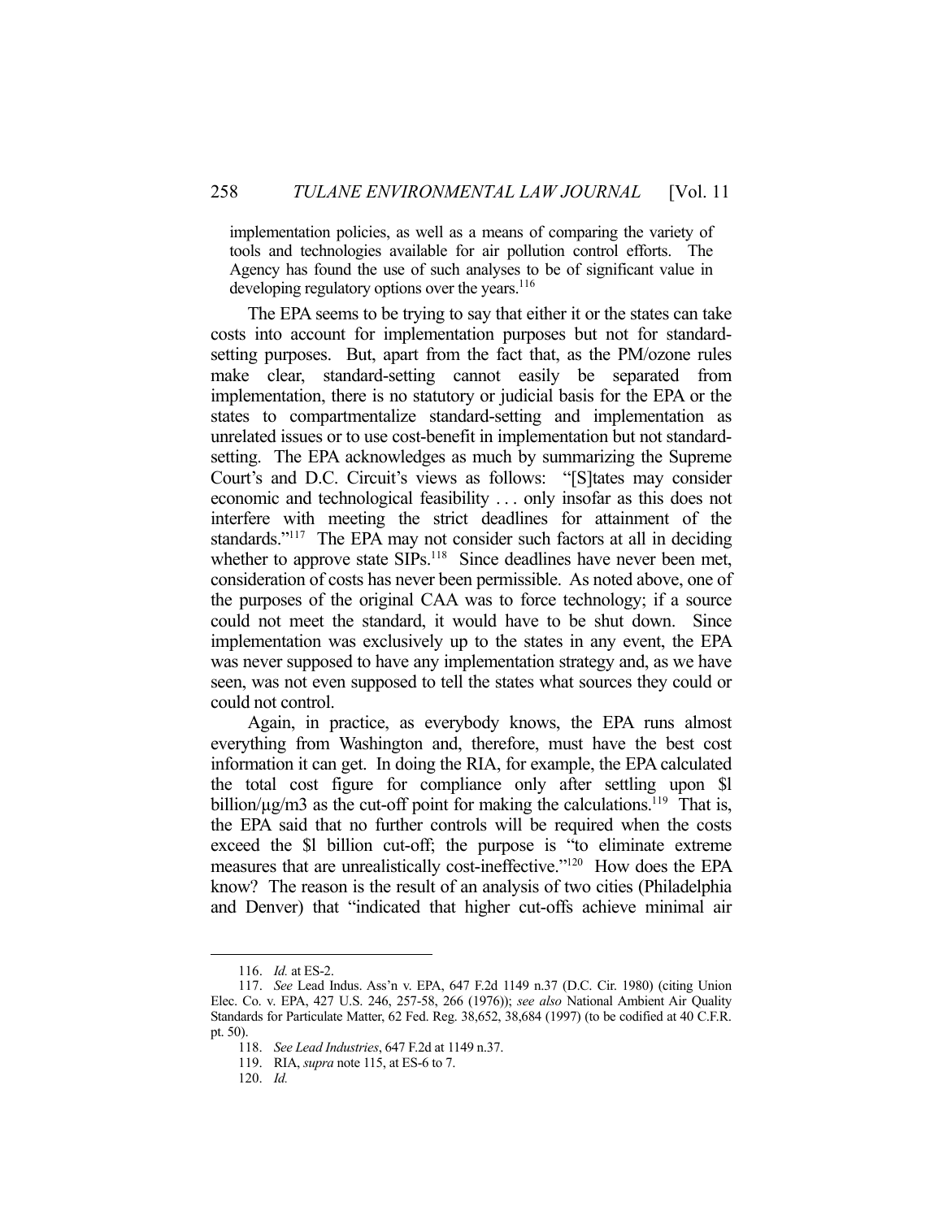implementation policies, as well as a means of comparing the variety of tools and technologies available for air pollution control efforts. The Agency has found the use of such analyses to be of significant value in developing regulatory options over the years.[116]

The EPA seems to be trying to say that either it or the states can take costs into account for implementation purposes but not for standard-setting purposes. But, apart from the fact that, as the PM/ozone rules make clear, standard-setting cannot easily be separated from implementation, there is no statutory or judicial basis for the EPA or the states to compartmentalize standard-setting and implementation as unrelated issues or to use cost-benefit in implementation but not standard-setting. The EPA acknowledges as much by summarizing the Supreme Court's and D.C. Circuit's views as follows: "[S]tates may consider economic and technological feasibility . . . only insofar as this does not interfere with meeting the strict deadlines for attainment of the standards."[117] The EPA may not consider such factors at all in deciding whether to approve state SIPs.[118] Since deadlines have never been met, consideration of costs has never been permissible. As noted above, one of the purposes of the original CAA was to force technology; if a source could not meet the standard, it would have to be shut down. Since implementation was exclusively up to the states in any event, the EPA was never supposed to have any implementation strategy and, as we have seen, was not even supposed to tell the states what sources they could or could not control.

Again, in practice, as everybody knows, the EPA runs almost everything from Washington and, therefore, must have the best cost information it can get. In doing the RIA, for example, the EPA calculated the total cost figure for compliance only after settling upon $l billion/µg/m3 as the cut-off point for making the calculations.[119] That is, the EPA said that no further controls will be required when the costs exceed the $l billion cut-off; the purpose is "to eliminate extreme measures that are unrealistically cost-ineffective."[120] How does the EPA know? The reason is the result of an analysis of two cities (Philadelphia and Denver) that "indicated that higher cut-offs achieve minimal air

---

116. *Id.* at ES-2.

117. *See* Lead Indus. Ass'n v. EPA, 647 F.2d 1149 n.37 (D.C. Cir. 1980) (citing Union Elec. Co. v. EPA, 427 U.S. 246, 257-58, 266 (1976)); *see also* National Ambient Air Quality Standards for Particulate Matter, 62 Fed. Reg. 38,652, 38,684 (1997) (to be codified at 40 C.F.R. pt. 50).

118. *See Lead Industries*, 647 F.2d at 1149 n.37.

119. RIA, *supra* note 115, at ES-6 to 7.

120. *Id.*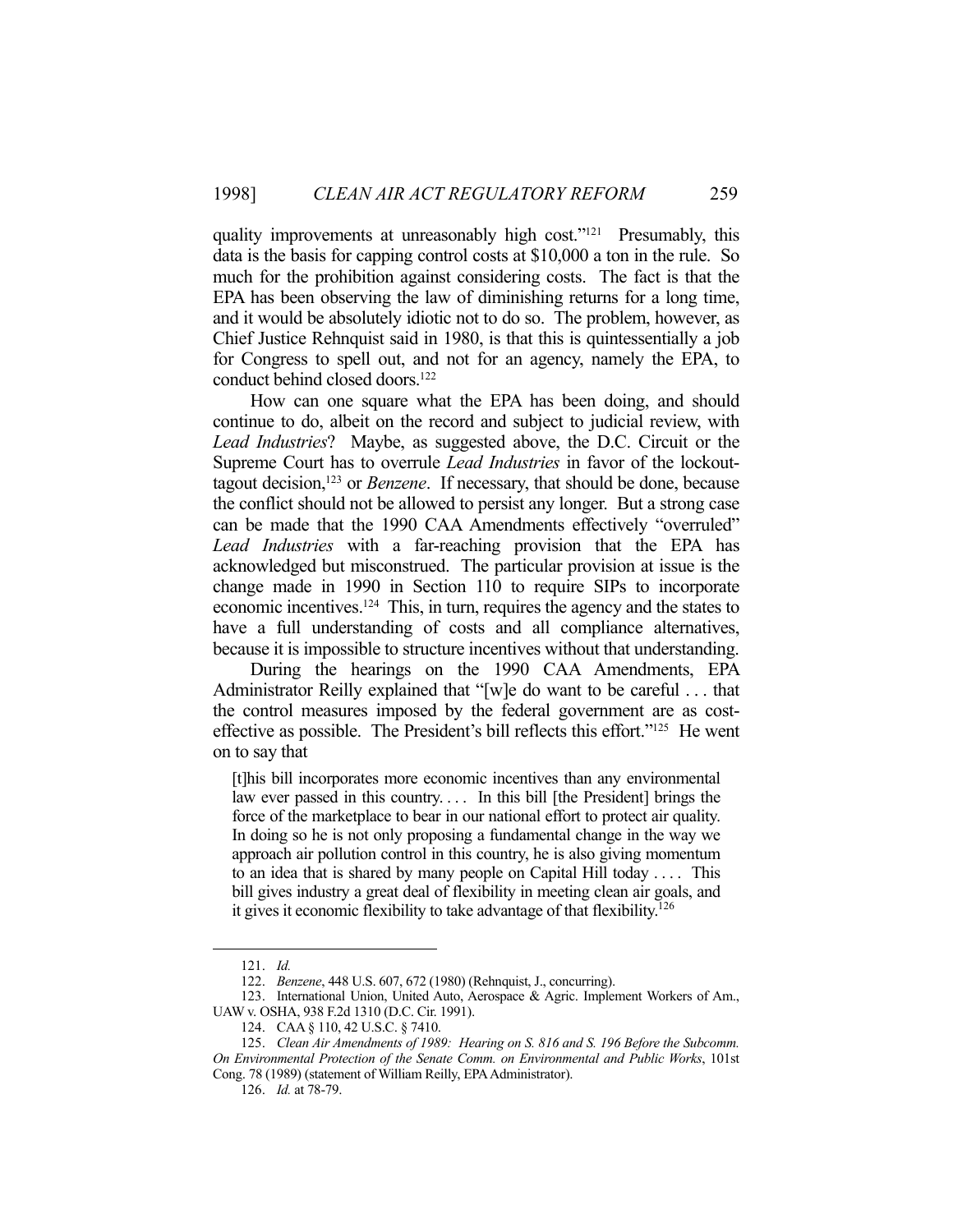quality improvements at unreasonably high cost."[121] Presumably, this data is the basis for capping control costs at $10,000 a ton in the rule. So much for the prohibition against considering costs. The fact is that the EPA has been observing the law of diminishing returns for a long time, and it would be absolutely idiotic not to do so. The problem, however, as Chief Justice Rehnquist said in 1980, is that this is quintessentially a job for Congress to spell out, and not for an agency, namely the EPA, to conduct behind closed doors.[122]

How can one square what the EPA has been doing, and should continue to do, albeit on the record and subject to judicial review, with *Lead Industries*? Maybe, as suggested above, the D.C. Circuit or the Supreme Court has to overrule *Lead Industries* in favor of the lockout-tagout decision,[123] or *Benzene*. If necessary, that should be done, because the conflict should not be allowed to persist any longer. But a strong case can be made that the 1990 CAA Amendments effectively "overruled" *Lead Industries* with a far-reaching provision that the EPA has acknowledged but misconstrued. The particular provision at issue is the change made in 1990 in Section 110 to require SIPs to incorporate economic incentives.[124] This, in turn, requires the agency and the states to have a full understanding of costs and all compliance alternatives, because it is impossible to structure incentives without that understanding.

During the hearings on the 1990 CAA Amendments, EPA Administrator Reilly explained that "[w]e do want to be careful . . . that the control measures imposed by the federal government are as cost-effective as possible. The President's bill reflects this effort."[125] He went on to say that

> [t]his bill incorporates more economic incentives than any environmental law ever passed in this country. . . . In this bill [the President] brings the force of the marketplace to bear in our national effort to protect air quality. In doing so he is not only proposing a fundamental change in the way we approach air pollution control in this country, he is also giving momentum to an idea that is shared by many people on Capital Hill today . . . . This bill gives industry a great deal of flexibility in meeting clean air goals, and it gives it economic flexibility to take advantage of that flexibility.[126]

---

121. *Id.*

122. *Benzene*, 448 U.S. 607, 672 (1980) (Rehnquist, J., concurring).

123. International Union, United Auto, Aerospace & Agric. Implement Workers of Am., UAW v. OSHA, 938 F.2d 1310 (D.C. Cir. 1991).

124. CAA § 110, 42 U.S.C. § 7410.

125. *Clean Air Amendments of 1989: Hearing on S. 816 and S. 196 Before the Subcomm. On Environmental Protection of the Senate Comm. on Environmental and Public Works*, 101st Cong. 78 (1989) (statement of William Reilly, EPA Administrator).

126. *Id.* at 78-79.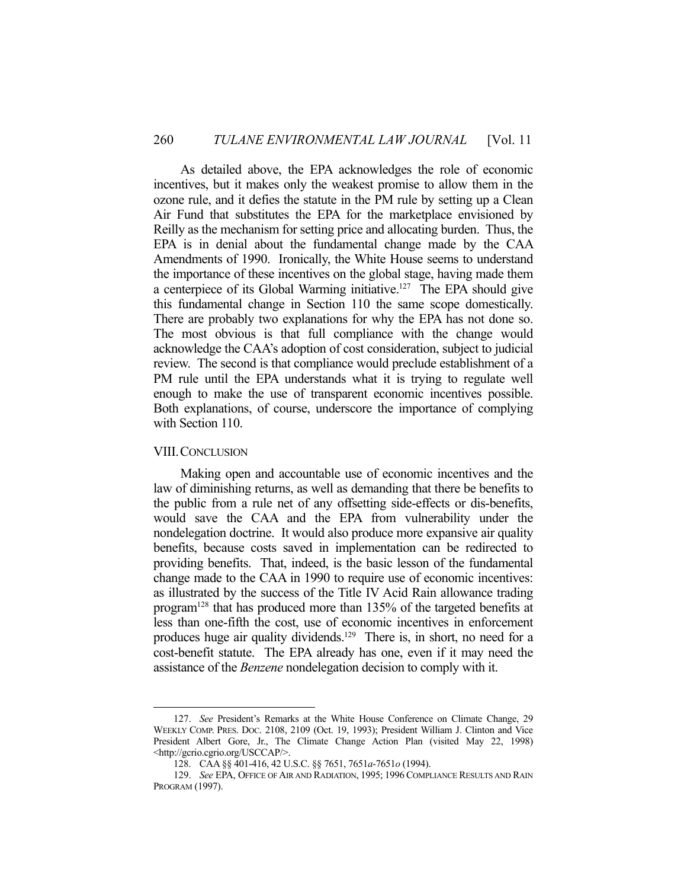As detailed above, the EPA acknowledges the role of economic incentives, but it makes only the weakest promise to allow them in the ozone rule, and it defies the statute in the PM rule by setting up a Clean Air Fund that substitutes the EPA for the marketplace envisioned by Reilly as the mechanism for setting price and allocating burden. Thus, the EPA is in denial about the fundamental change made by the CAA Amendments of 1990. Ironically, the White House seems to understand the importance of these incentives on the global stage, having made them a centerpiece of its Global Warming initiative.[127] The EPA should give this fundamental change in Section 110 the same scope domestically. There are probably two explanations for why the EPA has not done so. The most obvious is that full compliance with the change would acknowledge the CAA's adoption of cost consideration, subject to judicial review. The second is that compliance would preclude establishment of a PM rule until the EPA understands what it is trying to regulate well enough to make the use of transparent economic incentives possible. Both explanations, of course, underscore the importance of complying with Section 110.

## VIII. CONCLUSION

Making open and accountable use of economic incentives and the law of diminishing returns, as well as demanding that there be benefits to the public from a rule net of any offsetting side-effects or dis-benefits, would save the CAA and the EPA from vulnerability under the nondelegation doctrine. It would also produce more expansive air quality benefits, because costs saved in implementation can be redirected to providing benefits. That, indeed, is the basic lesson of the fundamental change made to the CAA in 1990 to require use of economic incentives: as illustrated by the success of the Title IV Acid Rain allowance trading program[128] that has produced more than 135% of the targeted benefits at less than one-fifth the cost, use of economic incentives in enforcement produces huge air quality dividends.[129] There is, in short, no need for a cost-benefit statute. The EPA already has one, even if it may need the assistance of the *Benzene* nondelegation decision to comply with it.

---

127. *See* President's Remarks at the White House Conference on Climate Change, 29 WEEKLY COMP. PRES. DOC. 2108, 2109 (Oct. 19, 1993); President William J. Clinton and Vice President Albert Gore, Jr., The Climate Change Action Plan (visited May 22, 1998) <http://gcrio.cgrio.org/USCCAP/>.

128. CAA §§ 401-416, 42 U.S.C. §§ 7651, 7651*a*-7651*o* (1994).

129. *See* EPA, OFFICE OF AIR AND RADIATION, 1995; 1996 COMPLIANCE RESULTS AND RAIN PROGRAM (1997).